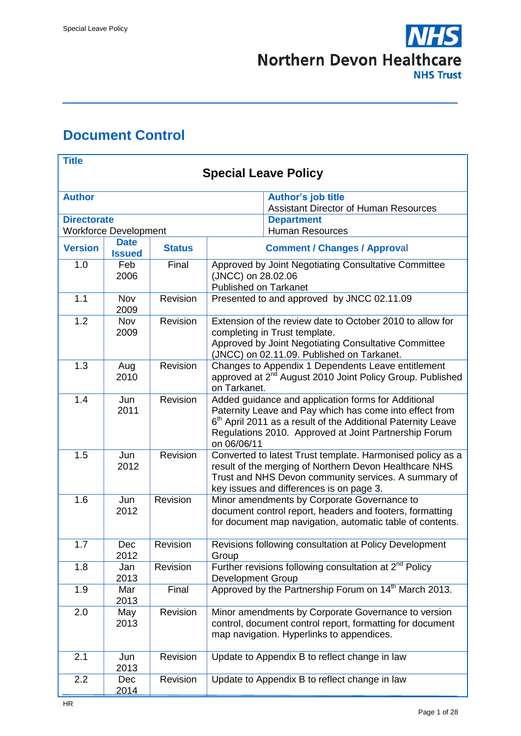# Document Control

| Title | | | |
|---|---|---|---|
| **Special Leave Policy** | | | |
| **Author** | | **Author's job title** Assistant Director of Human Resources | |
| **Directorate** Workforce Development | | **Department** Human Resources | |
| **Version** | **Date Issued** | **Status** | **Comment / Changes / Approval** |
| 1.0 | Feb 2006 | Final | Approved by Joint Negotiating Consultative Committee (JNCC) on 28.02.06 Published on Tarkanet |
| 1.1 | Nov 2009 | Revision | Presented to and approved by JNCC 02.11.09 |
| 1.2 | Nov 2009 | Revision | Extension of the review date to October 2010 to allow for completing in Trust template. Approved by Joint Negotiating Consultative Committee (JNCC) on 02.11.09. Published on Tarkanet. |
| 1.3 | Aug 2010 | Revision | Changes to Appendix 1 Dependents Leave entitlement approved at 2nd August 2010 Joint Policy Group. Published on Tarkanet. |
| 1.4 | Jun 2011 | Revision | Added guidance and application forms for Additional Paternity Leave and Pay which has come into effect from 6th April 2011 as a result of the Additional Paternity Leave Regulations 2010. Approved at Joint Partnership Forum on 06/06/11 |
| 1.5 | Jun 2012 | Revision | Converted to latest Trust template. Harmonised policy as a result of the merging of Northern Devon Healthcare NHS Trust and NHS Devon community services. A summary of key issues and differences is on page 3. |
| 1.6 | Jun 2012 | Revision | Minor amendments by Corporate Governance to document control report, headers and footers, formatting for document map navigation, automatic table of contents. |
| 1.7 | Dec 2012 | Revision | Revisions following consultation at Policy Development Group |
| 1.8 | Jan 2013 | Revision | Further revisions following consultation at 2nd Policy Development Group |
| 1.9 | Mar 2013 | Final | Approved by the Partnership Forum on 14th March 2013. |
| 2.0 | May 2013 | Revision | Minor amendments by Corporate Governance to version control, document control report, formatting for document map navigation. Hyperlinks to appendices. |
| 2.1 | Jun 2013 | Revision | Update to Appendix B to reflect change in law |
| 2.2 | Dec 2014 | Revision | Update to Appendix B to reflect change in law |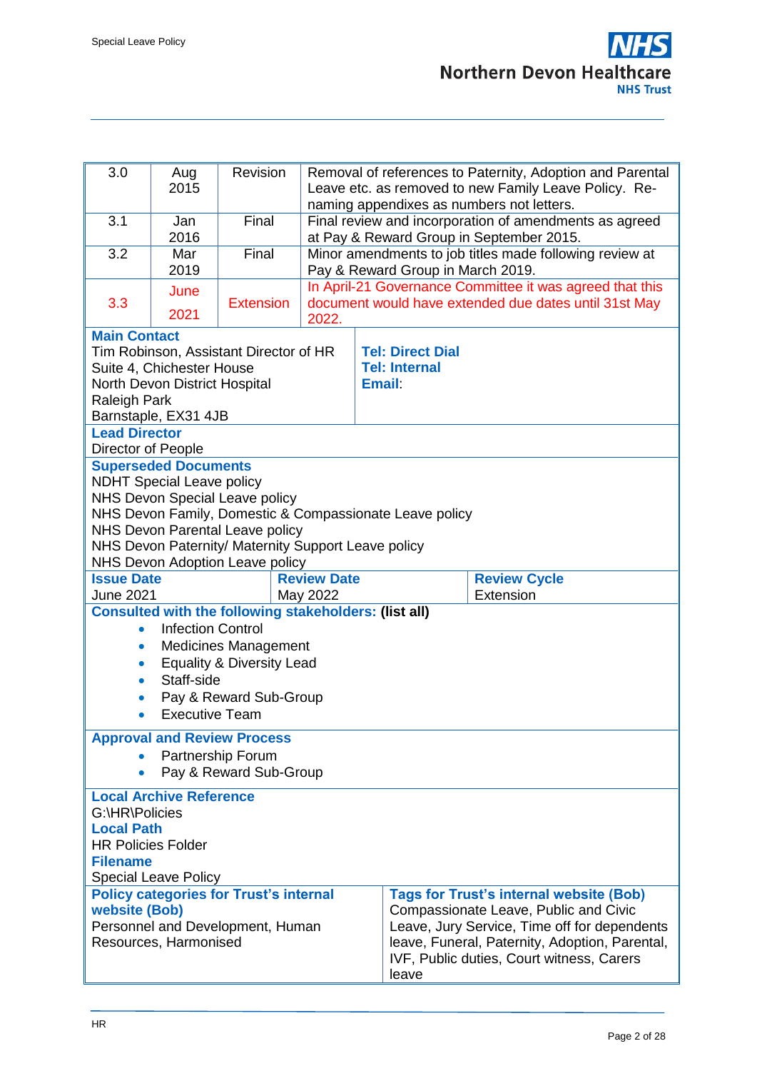| | | | |
|---|---|---|---|
| 3.0 | Aug 2015 | Revision | Removal of references to Paternity, Adoption and Parental Leave etc. as removed to new Family Leave Policy. Re-naming appendixes as numbers not letters. |
| 3.1 | Jan 2016 | Final | Final review and incorporation of amendments as agreed at Pay & Reward Group in September 2015. |
| 3.2 | Mar 2019 | Final | Minor amendments to job titles made following review at Pay & Reward Group in March 2019. |
| 3.3 | June 2021 | Extension | In April-21 Governance Committee it was agreed that this document would have extended due dates until 31st May 2022. |

**Main Contact**
Tim Robinson, Assistant Director of HR
Suite 4, Chichester House
North Devon District Hospital
Raleigh Park
Barnstaple, EX31 4JB

**Tel: Direct Dial**
**Tel: Internal**
**Email**:

**Lead Director**
Director of People

**Superseded Documents**
NDHT Special Leave policy
NHS Devon Special Leave policy
NHS Devon Family, Domestic & Compassionate Leave policy
NHS Devon Parental Leave policy
NHS Devon Paternity/ Maternity Support Leave policy
NHS Devon Adoption Leave policy

| Issue Date | Review Date | Review Cycle |
|---|---|---|
| June 2021 | May 2022 | Extension |

**Consulted with the following stakeholders: (list all)**

- Infection Control
- Medicines Management
- Equality & Diversity Lead
- Staff-side
- Pay & Reward Sub-Group
- Executive Team

**Approval and Review Process**

- Partnership Forum
- Pay & Reward Sub-Group

**Local Archive Reference**
G:\HR\Policies
**Local Path**
HR Policies Folder
**Filename**
Special Leave Policy

**Policy categories for Trust's internal website (Bob)**
Personnel and Development, Human Resources, Harmonised

**Tags for Trust's internal website (Bob)**
Compassionate Leave, Public and Civic Leave, Jury Service, Time off for dependents leave, Funeral, Paternity, Adoption, Parental, IVF, Public duties, Court witness, Carers leave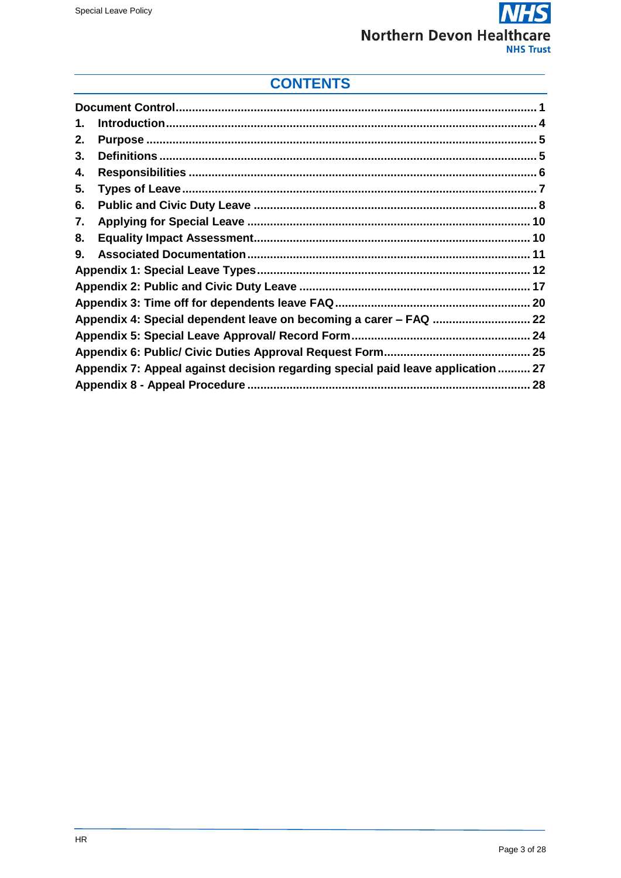# CONTENTS

| | |
|---|---|
| **Document Control** | **1** |
| **1. Introduction** | **4** |
| **2. Purpose** | **5** |
| **3. Definitions** | **5** |
| **4. Responsibilities** | **6** |
| **5. Types of Leave** | **7** |
| **6. Public and Civic Duty Leave** | **8** |
| **7. Applying for Special Leave** | **10** |
| **8. Equality Impact Assessment** | **10** |
| **9. Associated Documentation** | **11** |
| **Appendix 1: Special Leave Types** | **12** |
| **Appendix 2: Public and Civic Duty Leave** | **17** |
| **Appendix 3: Time off for dependents leave FAQ** | **20** |
| **Appendix 4: Special dependent leave on becoming a carer – FAQ** | **22** |
| **Appendix 5: Special Leave Approval/ Record Form** | **24** |
| **Appendix 6: Public/ Civic Duties Approval Request Form** | **25** |
| **Appendix 7: Appeal against decision regarding special paid leave application** | **27** |
| **Appendix 8 - Appeal Procedure** | **28** |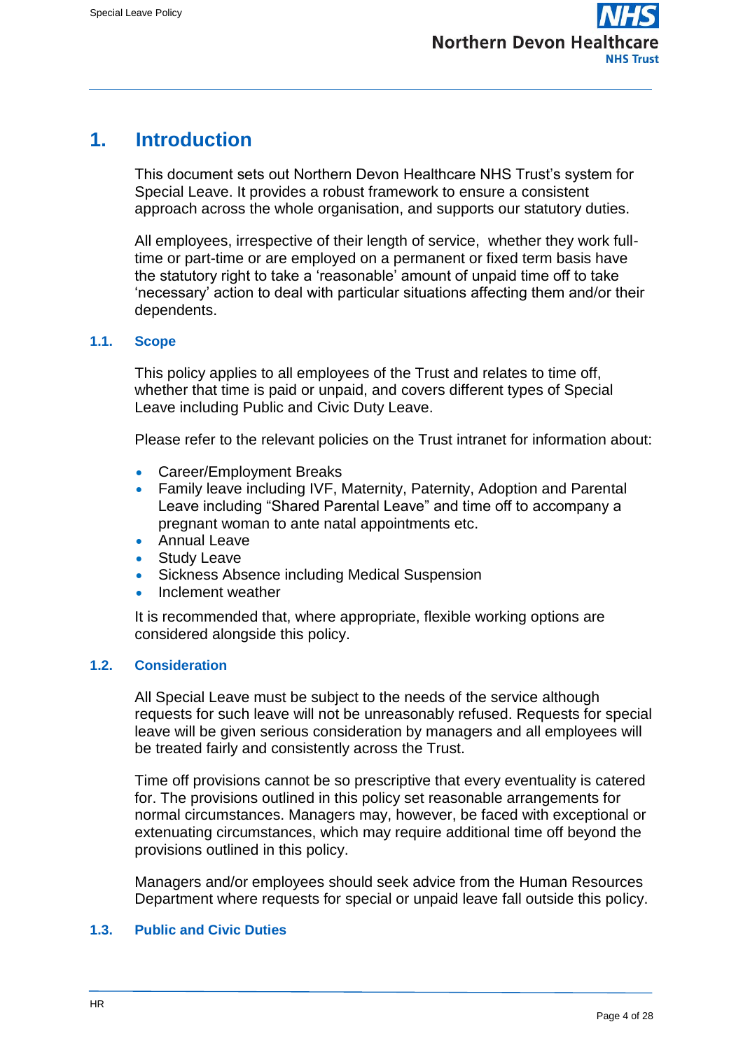# 1. Introduction

This document sets out Northern Devon Healthcare NHS Trust's system for Special Leave. It provides a robust framework to ensure a consistent approach across the whole organisation, and supports our statutory duties.

All employees, irrespective of their length of service, whether they work full-time or part-time or are employed on a permanent or fixed term basis have the statutory right to take a 'reasonable' amount of unpaid time off to take 'necessary' action to deal with particular situations affecting them and/or their dependents.

## 1.1. Scope

This policy applies to all employees of the Trust and relates to time off, whether that time is paid or unpaid, and covers different types of Special Leave including Public and Civic Duty Leave.

Please refer to the relevant policies on the Trust intranet for information about:

- Career/Employment Breaks
- Family leave including IVF, Maternity, Paternity, Adoption and Parental Leave including "Shared Parental Leave" and time off to accompany a pregnant woman to ante natal appointments etc.
- Annual Leave
- Study Leave
- Sickness Absence including Medical Suspension
- Inclement weather

It is recommended that, where appropriate, flexible working options are considered alongside this policy.

## 1.2. Consideration

All Special Leave must be subject to the needs of the service although requests for such leave will not be unreasonably refused. Requests for special leave will be given serious consideration by managers and all employees will be treated fairly and consistently across the Trust.

Time off provisions cannot be so prescriptive that every eventuality is catered for. The provisions outlined in this policy set reasonable arrangements for normal circumstances. Managers may, however, be faced with exceptional or extenuating circumstances, which may require additional time off beyond the provisions outlined in this policy.

Managers and/or employees should seek advice from the Human Resources Department where requests for special or unpaid leave fall outside this policy.

## 1.3. Public and Civic Duties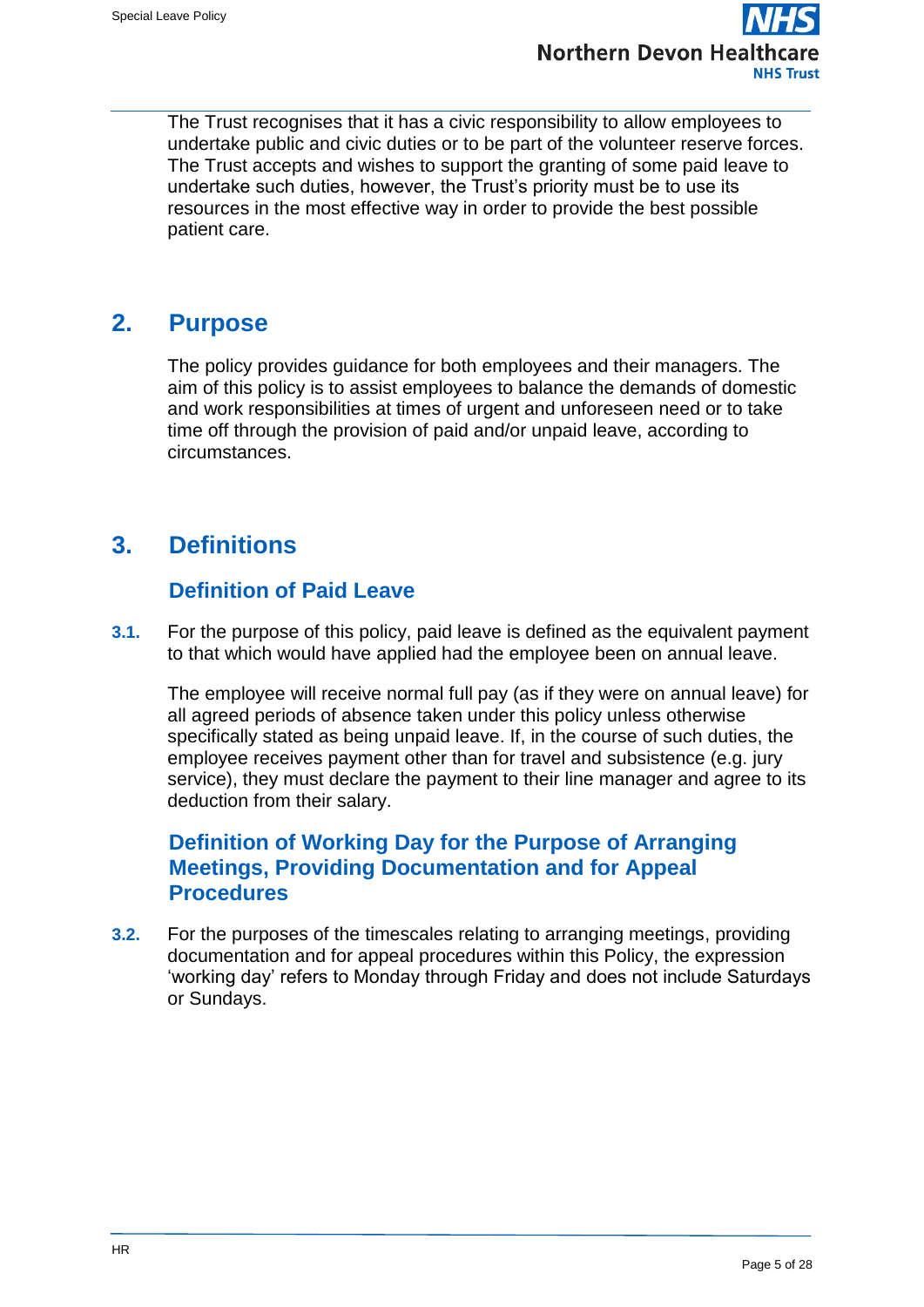The Trust recognises that it has a civic responsibility to allow employees to undertake public and civic duties or to be part of the volunteer reserve forces. The Trust accepts and wishes to support the granting of some paid leave to undertake such duties, however, the Trust's priority must be to use its resources in the most effective way in order to provide the best possible patient care.

## 2. Purpose

The policy provides guidance for both employees and their managers. The aim of this policy is to assist employees to balance the demands of domestic and work responsibilities at times of urgent and unforeseen need or to take time off through the provision of paid and/or unpaid leave, according to circumstances.

## 3. Definitions

### Definition of Paid Leave

**3.1.** For the purpose of this policy, paid leave is defined as the equivalent payment to that which would have applied had the employee been on annual leave.

The employee will receive normal full pay (as if they were on annual leave) for all agreed periods of absence taken under this policy unless otherwise specifically stated as being unpaid leave. If, in the course of such duties, the employee receives payment other than for travel and subsistence (e.g. jury service), they must declare the payment to their line manager and agree to its deduction from their salary.

### Definition of Working Day for the Purpose of Arranging Meetings, Providing Documentation and for Appeal Procedures

**3.2.** For the purposes of the timescales relating to arranging meetings, providing documentation and for appeal procedures within this Policy, the expression 'working day' refers to Monday through Friday and does not include Saturdays or Sundays.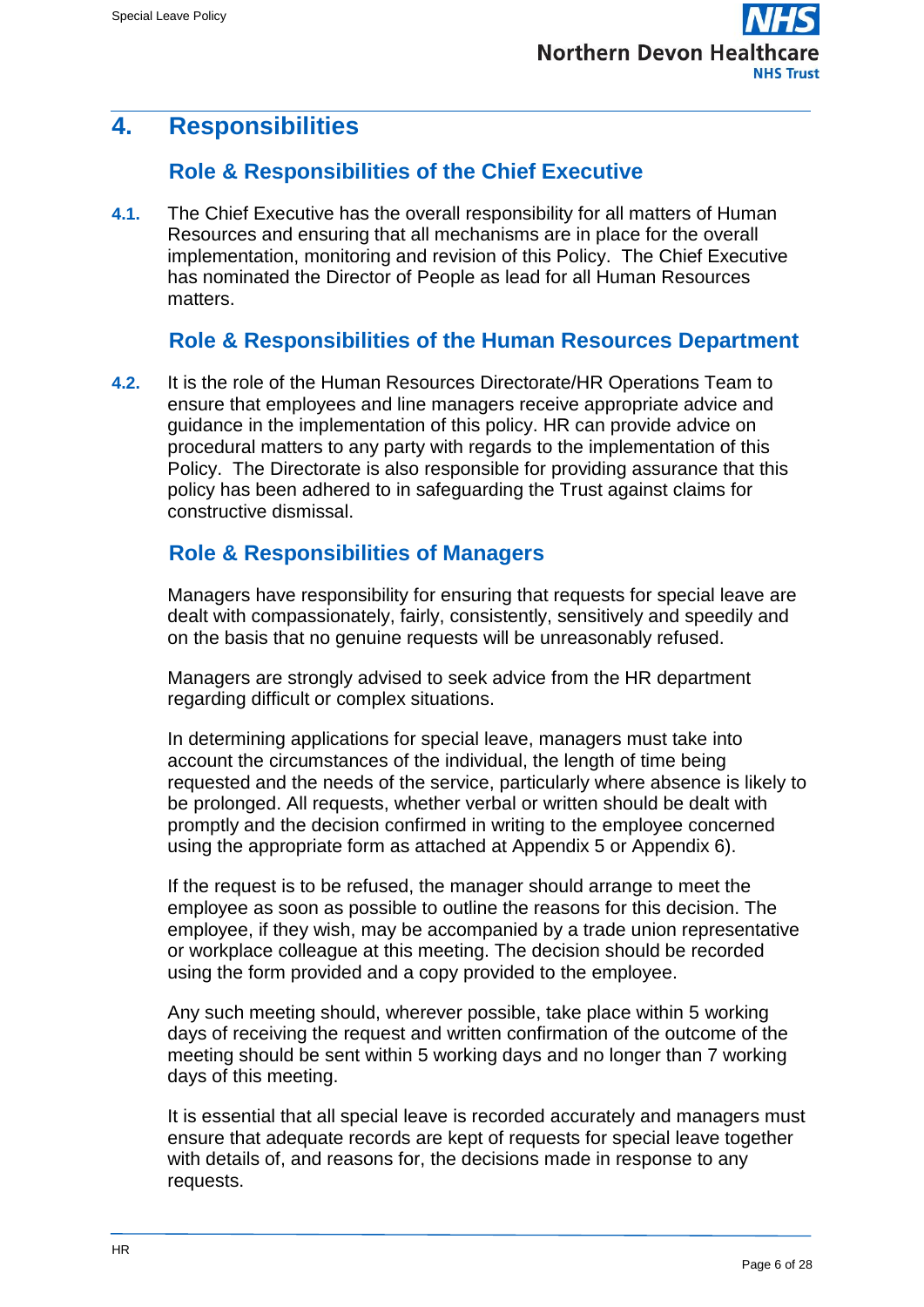# 4. Responsibilities

## Role & Responsibilities of the Chief Executive

**4.1.** The Chief Executive has the overall responsibility for all matters of Human Resources and ensuring that all mechanisms are in place for the overall implementation, monitoring and revision of this Policy. The Chief Executive has nominated the Director of People as lead for all Human Resources matters.

## Role & Responsibilities of the Human Resources Department

**4.2.** It is the role of the Human Resources Directorate/HR Operations Team to ensure that employees and line managers receive appropriate advice and guidance in the implementation of this policy. HR can provide advice on procedural matters to any party with regards to the implementation of this Policy. The Directorate is also responsible for providing assurance that this policy has been adhered to in safeguarding the Trust against claims for constructive dismissal.

## Role & Responsibilities of Managers

Managers have responsibility for ensuring that requests for special leave are dealt with compassionately, fairly, consistently, sensitively and speedily and on the basis that no genuine requests will be unreasonably refused.

Managers are strongly advised to seek advice from the HR department regarding difficult or complex situations.

In determining applications for special leave, managers must take into account the circumstances of the individual, the length of time being requested and the needs of the service, particularly where absence is likely to be prolonged. All requests, whether verbal or written should be dealt with promptly and the decision confirmed in writing to the employee concerned using the appropriate form as attached at Appendix 5 or Appendix 6).

If the request is to be refused, the manager should arrange to meet the employee as soon as possible to outline the reasons for this decision. The employee, if they wish, may be accompanied by a trade union representative or workplace colleague at this meeting. The decision should be recorded using the form provided and a copy provided to the employee.

Any such meeting should, wherever possible, take place within 5 working days of receiving the request and written confirmation of the outcome of the meeting should be sent within 5 working days and no longer than 7 working days of this meeting.

It is essential that all special leave is recorded accurately and managers must ensure that adequate records are kept of requests for special leave together with details of, and reasons for, the decisions made in response to any requests.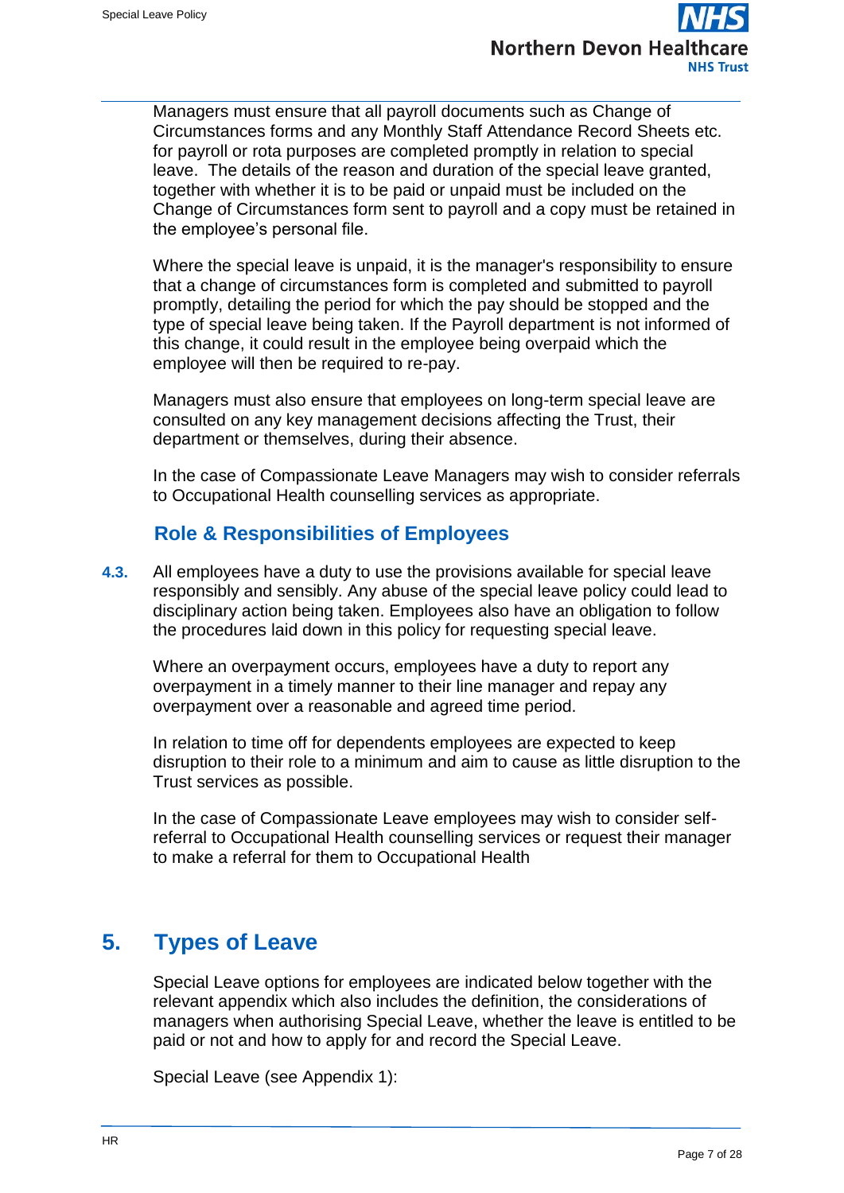Managers must ensure that all payroll documents such as Change of Circumstances forms and any Monthly Staff Attendance Record Sheets etc. for payroll or rota purposes are completed promptly in relation to special leave. The details of the reason and duration of the special leave granted, together with whether it is to be paid or unpaid must be included on the Change of Circumstances form sent to payroll and a copy must be retained in the employee's personal file.

Where the special leave is unpaid, it is the manager's responsibility to ensure that a change of circumstances form is completed and submitted to payroll promptly, detailing the period for which the pay should be stopped and the type of special leave being taken. If the Payroll department is not informed of this change, it could result in the employee being overpaid which the employee will then be required to re-pay.

Managers must also ensure that employees on long-term special leave are consulted on any key management decisions affecting the Trust, their department or themselves, during their absence.

In the case of Compassionate Leave Managers may wish to consider referrals to Occupational Health counselling services as appropriate.

### Role & Responsibilities of Employees

**4.3.** All employees have a duty to use the provisions available for special leave responsibly and sensibly. Any abuse of the special leave policy could lead to disciplinary action being taken. Employees also have an obligation to follow the procedures laid down in this policy for requesting special leave.

Where an overpayment occurs, employees have a duty to report any overpayment in a timely manner to their line manager and repay any overpayment over a reasonable and agreed time period.

In relation to time off for dependents employees are expected to keep disruption to their role to a minimum and aim to cause as little disruption to the Trust services as possible.

In the case of Compassionate Leave employees may wish to consider self-referral to Occupational Health counselling services or request their manager to make a referral for them to Occupational Health

## 5. Types of Leave

Special Leave options for employees are indicated below together with the relevant appendix which also includes the definition, the considerations of managers when authorising Special Leave, whether the leave is entitled to be paid or not and how to apply for and record the Special Leave.

Special Leave (see Appendix 1):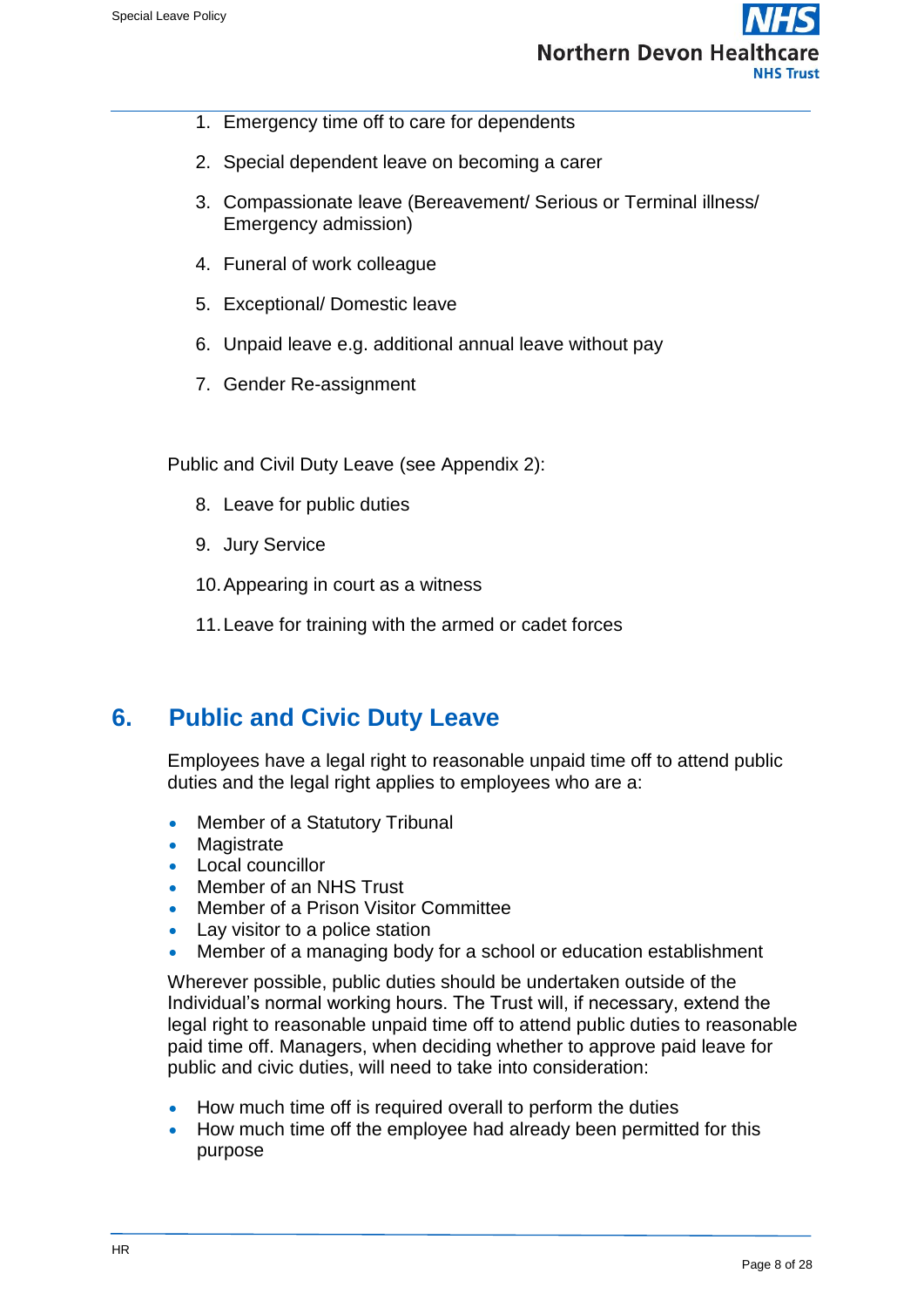1. Emergency time off to care for dependents
2. Special dependent leave on becoming a carer
3. Compassionate leave (Bereavement/ Serious or Terminal illness/ Emergency admission)
4. Funeral of work colleague
5. Exceptional/ Domestic leave
6. Unpaid leave e.g. additional annual leave without pay
7. Gender Re-assignment

Public and Civil Duty Leave (see Appendix 2):

8. Leave for public duties
9. Jury Service
10. Appearing in court as a witness
11. Leave for training with the armed or cadet forces

## 6. Public and Civic Duty Leave

Employees have a legal right to reasonable unpaid time off to attend public duties and the legal right applies to employees who are a:

- Member of a Statutory Tribunal
- Magistrate
- Local councillor
- Member of an NHS Trust
- Member of a Prison Visitor Committee
- Lay visitor to a police station
- Member of a managing body for a school or education establishment

Wherever possible, public duties should be undertaken outside of the Individual's normal working hours. The Trust will, if necessary, extend the legal right to reasonable unpaid time off to attend public duties to reasonable paid time off. Managers, when deciding whether to approve paid leave for public and civic duties, will need to take into consideration:

- How much time off is required overall to perform the duties
- How much time off the employee had already been permitted for this purpose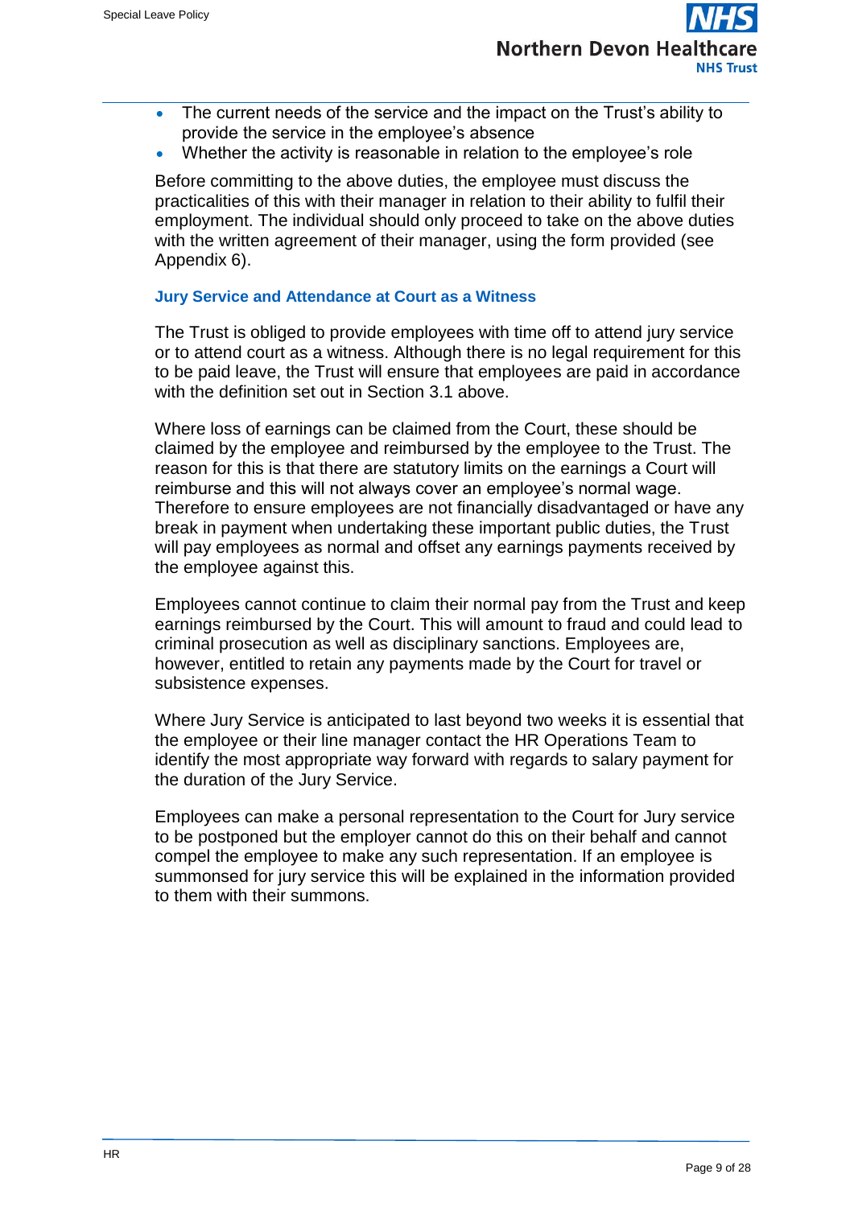- The current needs of the service and the impact on the Trust's ability to provide the service in the employee's absence
- Whether the activity is reasonable in relation to the employee's role

Before committing to the above duties, the employee must discuss the practicalities of this with their manager in relation to their ability to fulfil their employment. The individual should only proceed to take on the above duties with the written agreement of their manager, using the form provided (see Appendix 6).

### Jury Service and Attendance at Court as a Witness

The Trust is obliged to provide employees with time off to attend jury service or to attend court as a witness. Although there is no legal requirement for this to be paid leave, the Trust will ensure that employees are paid in accordance with the definition set out in Section 3.1 above.

Where loss of earnings can be claimed from the Court, these should be claimed by the employee and reimbursed by the employee to the Trust. The reason for this is that there are statutory limits on the earnings a Court will reimburse and this will not always cover an employee's normal wage. Therefore to ensure employees are not financially disadvantaged or have any break in payment when undertaking these important public duties, the Trust will pay employees as normal and offset any earnings payments received by the employee against this.

Employees cannot continue to claim their normal pay from the Trust and keep earnings reimbursed by the Court. This will amount to fraud and could lead to criminal prosecution as well as disciplinary sanctions. Employees are, however, entitled to retain any payments made by the Court for travel or subsistence expenses.

Where Jury Service is anticipated to last beyond two weeks it is essential that the employee or their line manager contact the HR Operations Team to identify the most appropriate way forward with regards to salary payment for the duration of the Jury Service.

Employees can make a personal representation to the Court for Jury service to be postponed but the employer cannot do this on their behalf and cannot compel the employee to make any such representation. If an employee is summonsed for jury service this will be explained in the information provided to them with their summons.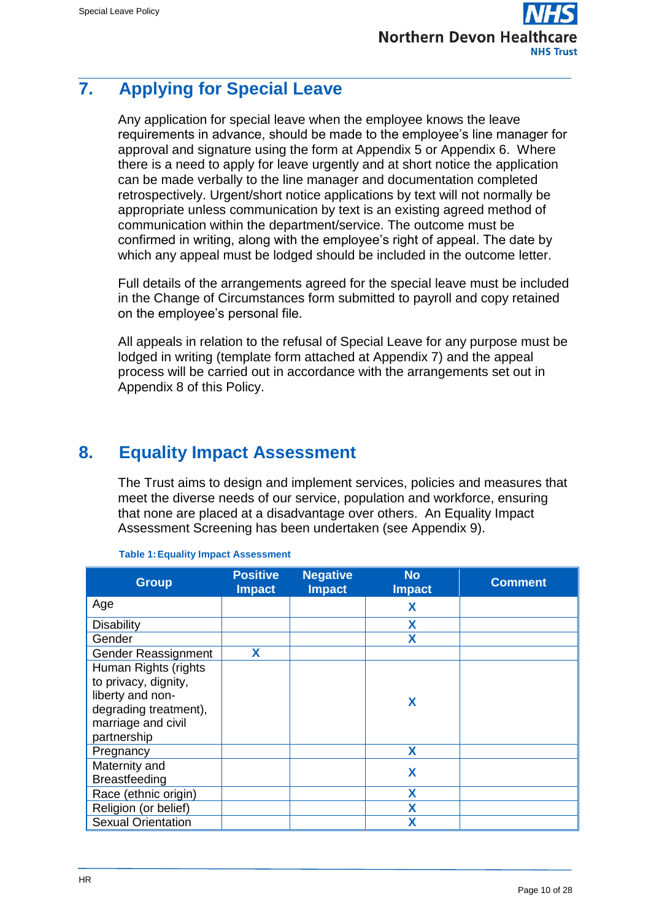## 7. Applying for Special Leave

Any application for special leave when the employee knows the leave requirements in advance, should be made to the employee's line manager for approval and signature using the form at Appendix 5 or Appendix 6. Where there is a need to apply for leave urgently and at short notice the application can be made verbally to the line manager and documentation completed retrospectively. Urgent/short notice applications by text will not normally be appropriate unless communication by text is an existing agreed method of communication within the department/service. The outcome must be confirmed in writing, along with the employee's right of appeal. The date by which any appeal must be lodged should be included in the outcome letter.

Full details of the arrangements agreed for the special leave must be included in the Change of Circumstances form submitted to payroll and copy retained on the employee's personal file.

All appeals in relation to the refusal of Special Leave for any purpose must be lodged in writing (template form attached at Appendix 7) and the appeal process will be carried out in accordance with the arrangements set out in Appendix 8 of this Policy.

## 8. Equality Impact Assessment

The Trust aims to design and implement services, policies and measures that meet the diverse needs of our service, population and workforce, ensuring that none are placed at a disadvantage over others. An Equality Impact Assessment Screening has been undertaken (see Appendix 9).

**Table 1: Equality Impact Assessment**

| Group | Positive Impact | Negative Impact | No Impact | Comment |
|---|---|---|---|---|
| Age | | | X | |
| Disability | | | X | |
| Gender | | | X | |
| Gender Reassignment | X | | | |
| Human Rights (rights to privacy, dignity, liberty and non-degrading treatment), marriage and civil partnership | | | X | |
| Pregnancy | | | X | |
| Maternity and Breastfeeding | | | X | |
| Race (ethnic origin) | | | X | |
| Religion (or belief) | | | X | |
| Sexual Orientation | | | X | |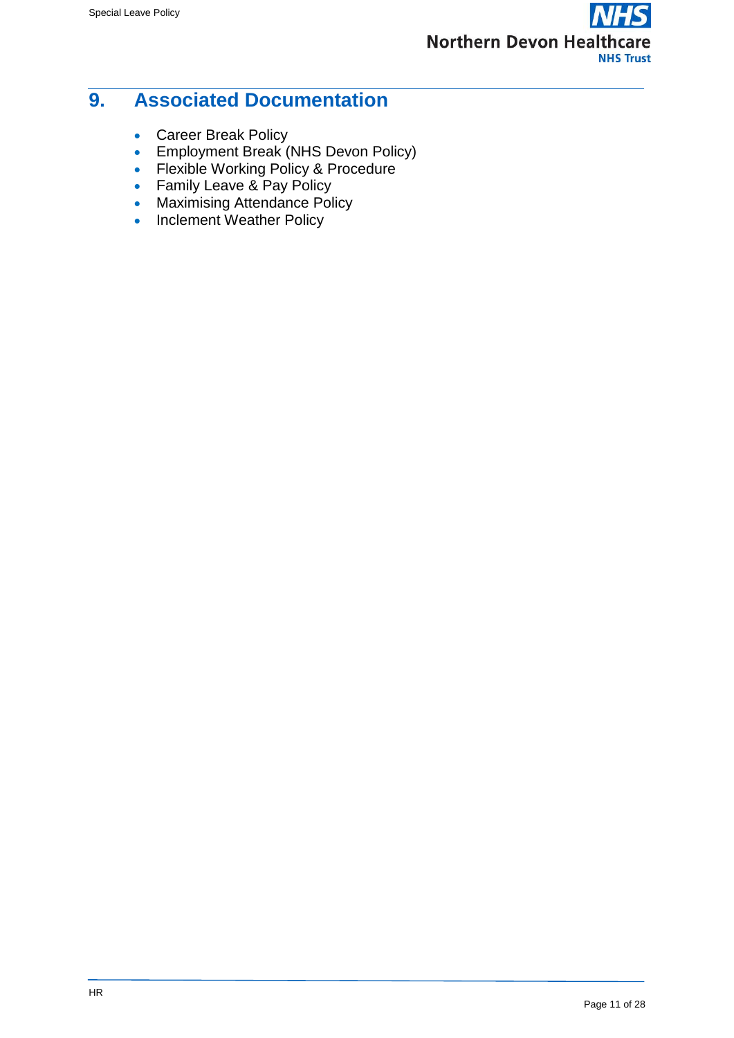# 9. Associated Documentation

- Career Break Policy
- Employment Break (NHS Devon Policy)
- Flexible Working Policy & Procedure
- Family Leave & Pay Policy
- Maximising Attendance Policy
- Inclement Weather Policy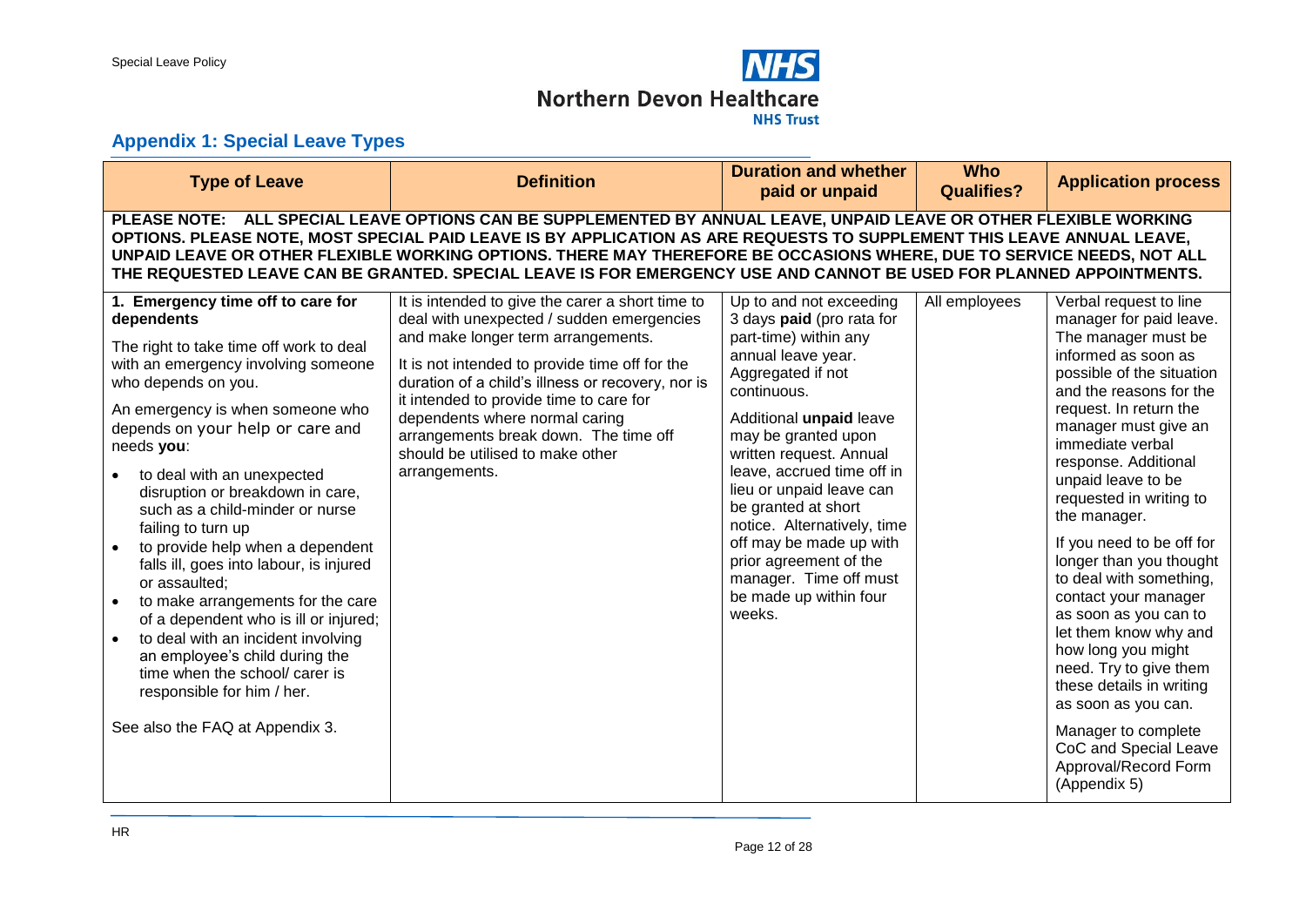## Appendix 1: Special Leave Types

| Type of Leave | Definition | Duration and whether paid or unpaid | Who Qualifies? | Application process |
|---|---|---|---|---|
| **PLEASE NOTE: ALL SPECIAL LEAVE OPTIONS CAN BE SUPPLEMENTED BY ANNUAL LEAVE, UNPAID LEAVE OR OTHER FLEXIBLE WORKING OPTIONS. PLEASE NOTE, MOST SPECIAL PAID LEAVE IS BY APPLICATION AS ARE REQUESTS TO SUPPLEMENT THIS LEAVE ANNUAL LEAVE, UNPAID LEAVE OR OTHER FLEXIBLE WORKING OPTIONS. THERE MAY THEREFORE BE OCCASIONS WHERE, DUE TO SERVICE NEEDS, NOT ALL THE REQUESTED LEAVE CAN BE GRANTED. SPECIAL LEAVE IS FOR EMERGENCY USE AND CANNOT BE USED FOR PLANNED APPOINTMENTS.** | | | | |
| **1. Emergency time off to care for dependents**<br><br>The right to take time off work to deal with an emergency involving someone who depends on you.<br><br>An emergency is when someone who depends on your help or care and needs **you**:<br>• to deal with an unexpected disruption or breakdown in care, such as a child-minder or nurse failing to turn up<br>• to provide help when a dependent falls ill, goes into labour, is injured or assaulted;<br>• to make arrangements for the care of a dependent who is ill or injured;<br>• to deal with an incident involving an employee's child during the time when the school/ carer is responsible for him / her.<br><br>See also the FAQ at Appendix 3. | It is intended to give the carer a short time to deal with unexpected / sudden emergencies and make longer term arrangements.<br><br>It is not intended to provide time off for the duration of a child's illness or recovery, nor is it intended to provide time to care for dependents where normal caring arrangements break down. The time off should be utilised to make other arrangements. | Up to and not exceeding 3 days **paid** (pro rata for part-time) within any annual leave year. Aggregated if not continuous.<br><br>Additional **unpaid** leave may be granted upon written request. Annual leave, accrued time off in lieu or unpaid leave can be granted at short notice. Alternatively, time off may be made up with prior agreement of the manager. Time off must be made up within four weeks. | All employees | Verbal request to line manager for paid leave. The manager must be informed as soon as possible of the situation and the reasons for the request. In return the manager must give an immediate verbal response. Additional unpaid leave to be requested in writing to the manager.<br><br>If you need to be off for longer than you thought to deal with something, contact your manager as soon as you can to let them know why and how long you might need. Try to give them these details in writing as soon as you can.<br><br>Manager to complete CoC and Special Leave Approval/Record Form (Appendix 5) |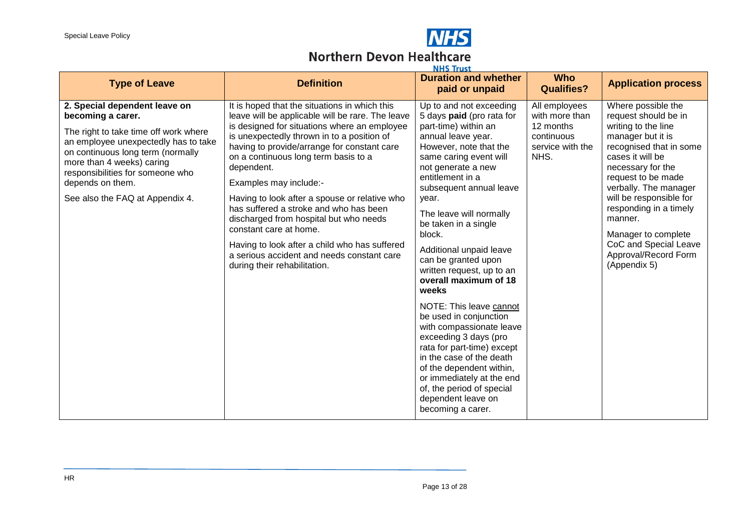| Type of Leave | Definition | Duration and whether paid or unpaid | Who Qualifies? | Application process |
|---|---|---|---|---|
| **2. Special dependent leave on becoming a carer.**<br><br>The right to take time off work where an employee unexpectedly has to take on continuous long term (normally more than 4 weeks) caring responsibilities for someone who depends on them.<br><br>See also the FAQ at Appendix 4. | It is hoped that the situations in which this leave will be applicable will be rare. The leave is designed for situations where an employee is unexpectedly thrown in to a position of having to provide/arrange for constant care on a continuous long term basis to a dependent.<br><br>Examples may include:-<br><br>Having to look after a spouse or relative who has suffered a stroke and who has been discharged from hospital but who needs constant care at home.<br><br>Having to look after a child who has suffered a serious accident and needs constant care during their rehabilitation. | Up to and not exceeding 5 days **paid** (pro rata for part-time) within an annual leave year. However, note that the same caring event will not generate a new entitlement in a subsequent annual leave year.<br><br>The leave will normally be taken in a single block.<br><br>Additional unpaid leave can be granted upon written request, up to an **overall maximum of 18 weeks**<br><br>NOTE: This leave cannot be used in conjunction with compassionate leave exceeding 3 days (pro rata for part-time) except in the case of the death of the dependent within, or immediately at the end of, the period of special dependent leave on becoming a carer. | All employees with more than 12 months continuous service with the NHS. | Where possible the request should be in writing to the line manager but it is recognised that in some cases it will be necessary for the request to be made verbally. The manager will be responsible for responding in a timely manner.<br><br>Manager to complete CoC and Special Leave Approval/Record Form (Appendix 5) |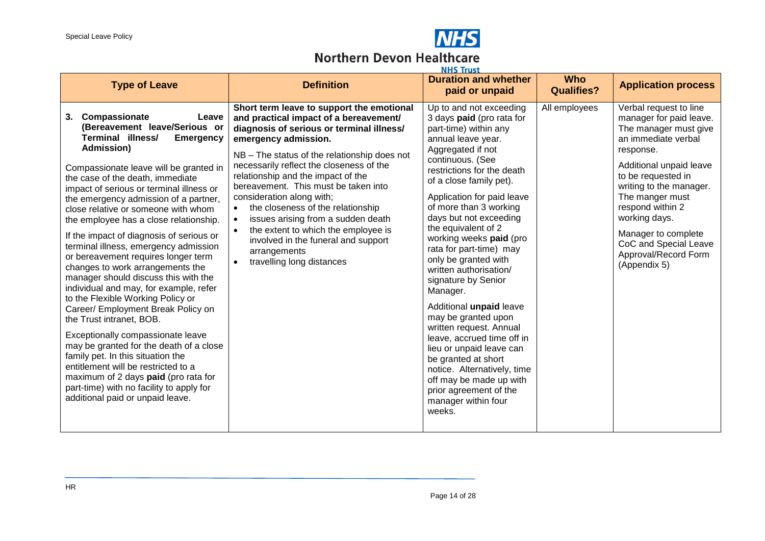| Type of Leave | Definition | Duration and whether paid or unpaid | Who Qualifies? | Application process |
|---|---|---|---|---|
| **3. Compassionate Leave (Bereavement leave/Serious or Terminal illness/ Emergency Admission)**<br><br>Compassionate leave will be granted in the case of the death, immediate impact of serious or terminal illness or the emergency admission of a partner, close relative or someone with whom the employee has a close relationship.<br><br>If the impact of diagnosis of serious or terminal illness, emergency admission or bereavement requires longer term changes to work arrangements the manager should discuss this with the individual and may, for example, refer to the Flexible Working Policy or Career/ Employment Break Policy on the Trust intranet, BOB.<br><br>Exceptionally compassionate leave may be granted for the death of a close family pet. In this situation the entitlement will be restricted to a maximum of 2 days **paid** (pro rata for part-time) with no facility to apply for additional paid or unpaid leave. | **Short term leave to support the emotional and practical impact of a bereavement/ diagnosis of serious or terminal illness/ emergency admission.**<br><br>NB – The status of the relationship does not necessarily reflect the closeness of the relationship and the impact of the bereavement. This must be taken into consideration along with;<br>• the closeness of the relationship<br>• issues arising from a sudden death<br>• the extent to which the employee is involved in the funeral and support arrangements<br>• travelling long distances | Up to and not exceeding 3 days **paid** (pro rata for part-time) within any annual leave year. Aggregated if not continuous. (See restrictions for the death of a close family pet).<br><br>Application for paid leave of more than 3 working days but not exceeding the equivalent of 2 working weeks **paid** (pro rata for part-time) may only be granted with written authorisation/ signature by Senior Manager.<br><br>Additional **unpaid** leave may be granted upon written request. Annual leave, accrued time off in lieu or unpaid leave can be granted at short notice. Alternatively, time off may be made up with prior agreement of the manager within four weeks. | All employees | Verbal request to line manager for paid leave. The manager must give an immediate verbal response.<br><br>Additional unpaid leave to be requested in writing to the manager. The manger must respond within 2 working days.<br><br>Manager to complete CoC and Special Leave Approval/Record Form (Appendix 5) |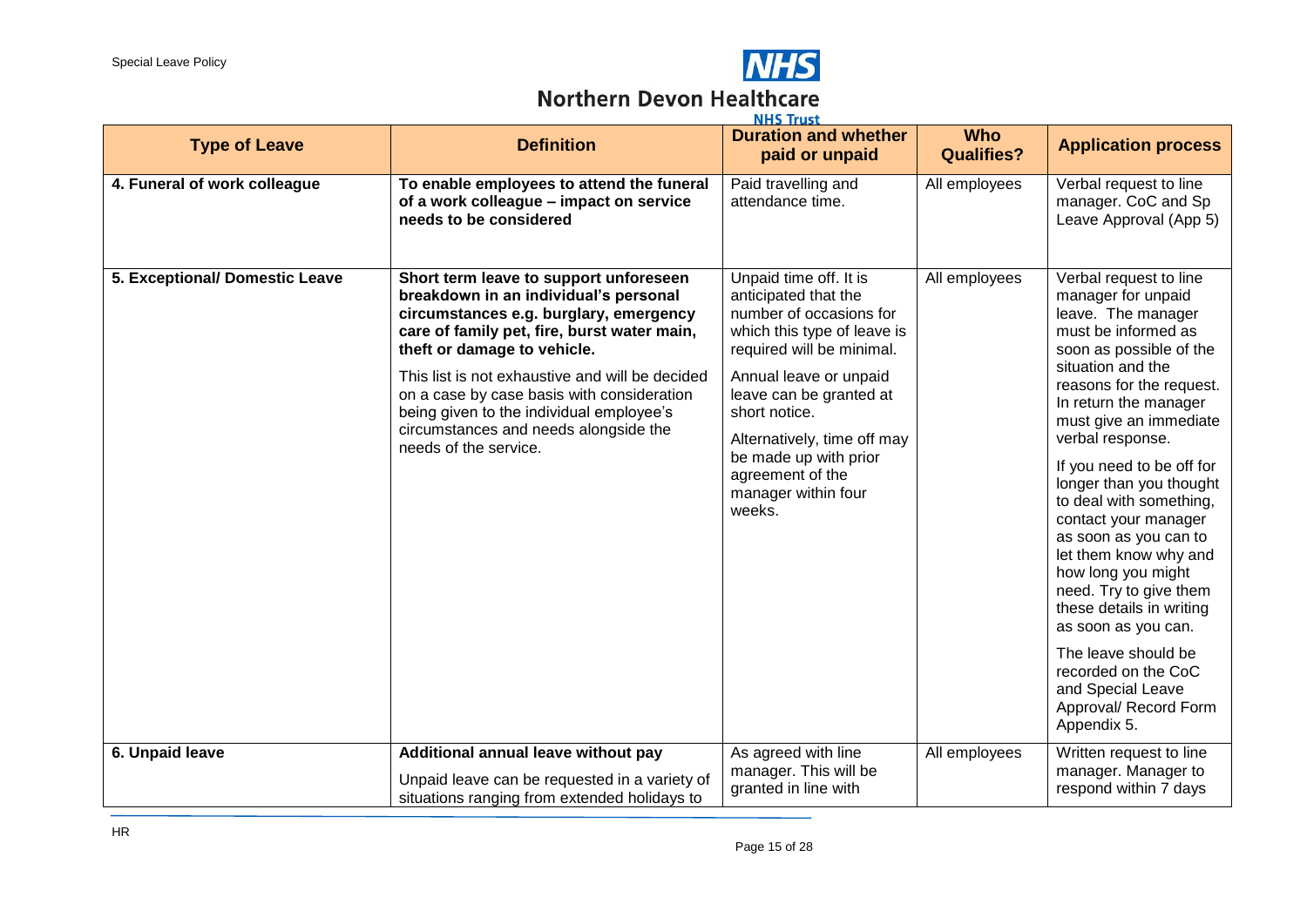| Type of Leave | Definition | Duration and whether paid or unpaid | Who Qualifies? | Application process |
|---|---|---|---|---|
| **4. Funeral of work colleague** | **To enable employees to attend the funeral of a work colleague – impact on service needs to be considered** | Paid travelling and attendance time. | All employees | Verbal request to line manager. CoC and Sp Leave Approval (App 5) |
| **5. Exceptional/ Domestic Leave** | **Short term leave to support unforeseen breakdown in an individual's personal circumstances e.g. burglary, emergency care of family pet, fire, burst water main, theft or damage to vehicle.** <br><br> This list is not exhaustive and will be decided on a case by case basis with consideration being given to the individual employee's circumstances and needs alongside the needs of the service. | Unpaid time off. It is anticipated that the number of occasions for which this type of leave is required will be minimal. <br><br> Annual leave or unpaid leave can be granted at short notice. <br><br> Alternatively, time off may be made up with prior agreement of the manager within four weeks. | All employees | Verbal request to line manager for unpaid leave. The manager must be informed as soon as possible of the situation and the reasons for the request. In return the manager must give an immediate verbal response. <br><br> If you need to be off for longer than you thought to deal with something, contact your manager as soon as you can to let them know why and how long you might need. Try to give them these details in writing as soon as you can. <br><br> The leave should be recorded on the CoC and Special Leave Approval/ Record Form Appendix 5. |
| **6. Unpaid leave** | **Additional annual leave without pay** <br><br> Unpaid leave can be requested in a variety of situations ranging from extended holidays to | As agreed with line manager. This will be granted in line with | All employees | Written request to line manager. Manager to respond within 7 days |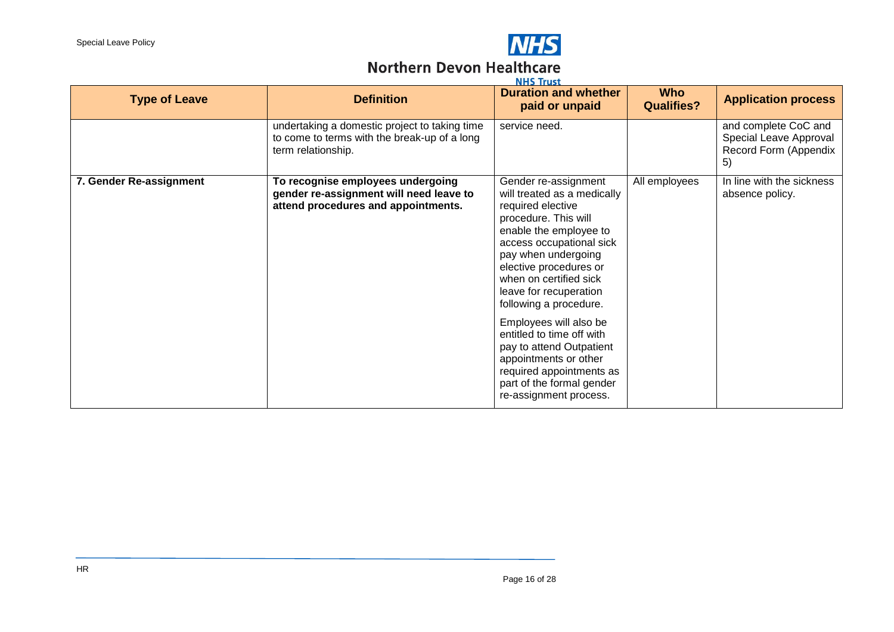| Type of Leave | Definition | Duration and whether paid or unpaid | Who Qualifies? | Application process |
|---|---|---|---|---|
| | undertaking a domestic project to taking time to come to terms with the break-up of a long term relationship. | service need. | | and complete CoC and Special Leave Approval Record Form (Appendix 5) |
| **7. Gender Re-assignment** | **To recognise employees undergoing gender re-assignment will need leave to attend procedures and appointments.** | Gender re-assignment will treated as a medically required elective procedure. This will enable the employee to access occupational sick pay when undergoing elective procedures or when on certified sick leave for recuperation following a procedure.<br><br>Employees will also be entitled to time off with pay to attend Outpatient appointments or other required appointments as part of the formal gender re-assignment process. | All employees | In line with the sickness absence policy. |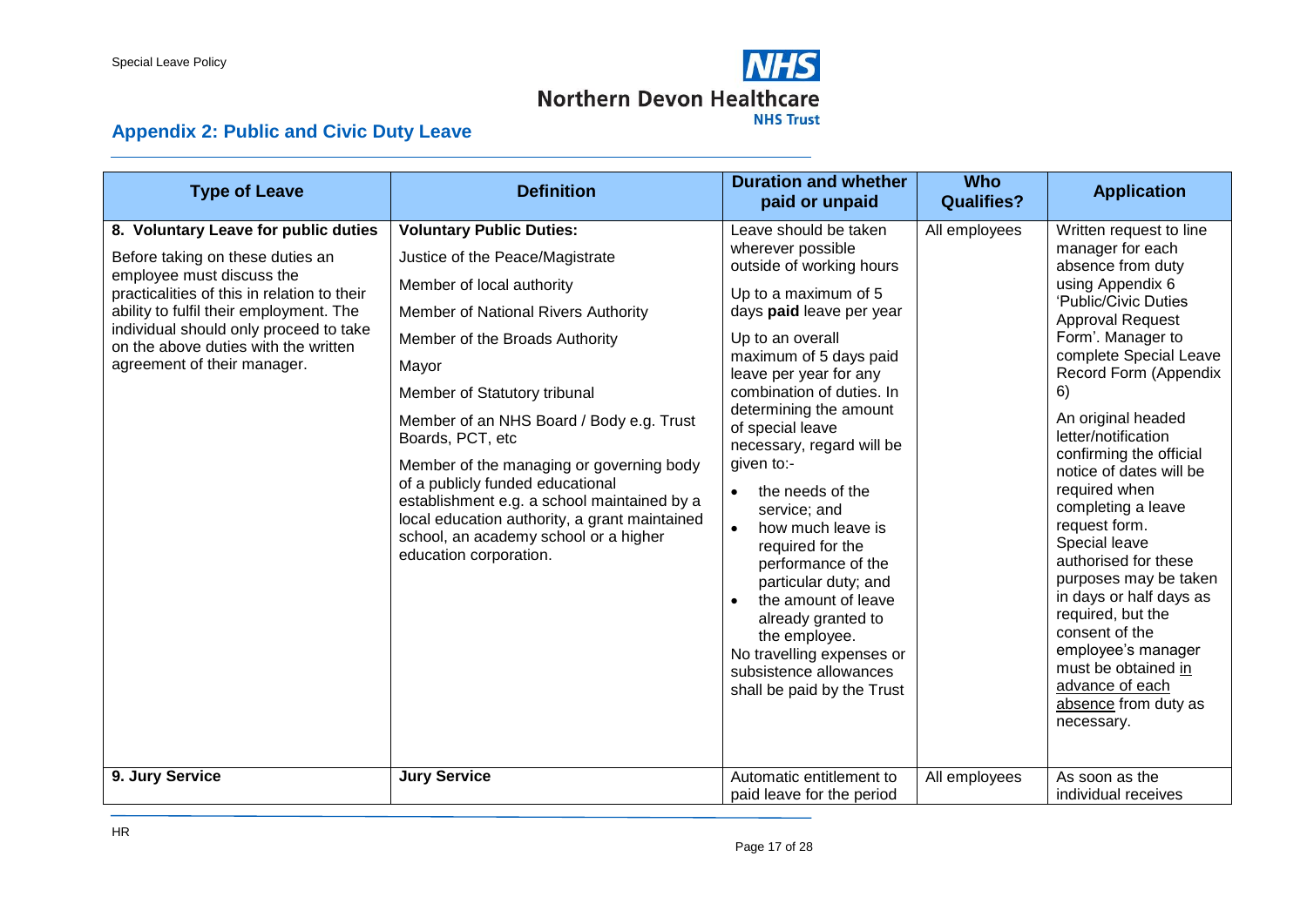## Appendix 2: Public and Civic Duty Leave

| Type of Leave | Definition | Duration and whether paid or unpaid | Who Qualifies? | Application |
|---|---|---|---|---|
| **8. Voluntary Leave for public duties**<br><br>Before taking on these duties an employee must discuss the practicalities of this in relation to their ability to fulfil their employment. The individual should only proceed to take on the above duties with the written agreement of their manager. | **Voluntary Public Duties:**<br><br>Justice of the Peace/Magistrate<br><br>Member of local authority<br><br>Member of National Rivers Authority<br><br>Member of the Broads Authority<br><br>Mayor<br><br>Member of Statutory tribunal<br><br>Member of an NHS Board / Body e.g. Trust Boards, PCT, etc<br><br>Member of the managing or governing body of a publicly funded educational establishment e.g. a school maintained by a local education authority, a grant maintained school, an academy school or a higher education corporation. | Leave should be taken wherever possible outside of working hours<br><br>Up to a maximum of 5 days **paid** leave per year<br><br>Up to an overall maximum of 5 days paid leave per year for any combination of duties. In determining the amount of special leave necessary, regard will be given to:-<br><br>• the needs of the service; and<br>• how much leave is required for the performance of the particular duty; and<br>• the amount of leave already granted to the employee.<br><br>No travelling expenses or subsistence allowances shall be paid by the Trust | All employees | Written request to line manager for each absence from duty using Appendix 6 'Public/Civic Duties Approval Request Form'. Manager to complete Special Leave Record Form (Appendix 6)<br><br>An original headed letter/notification confirming the official notice of dates will be required when completing a leave request form. Special leave authorised for these purposes may be taken in days or half days as required, but the consent of the employee's manager must be obtained in advance of each absence from duty as necessary. |
| **9. Jury Service** | **Jury Service** | Automatic entitlement to paid leave for the period | All employees | As soon as the individual receives |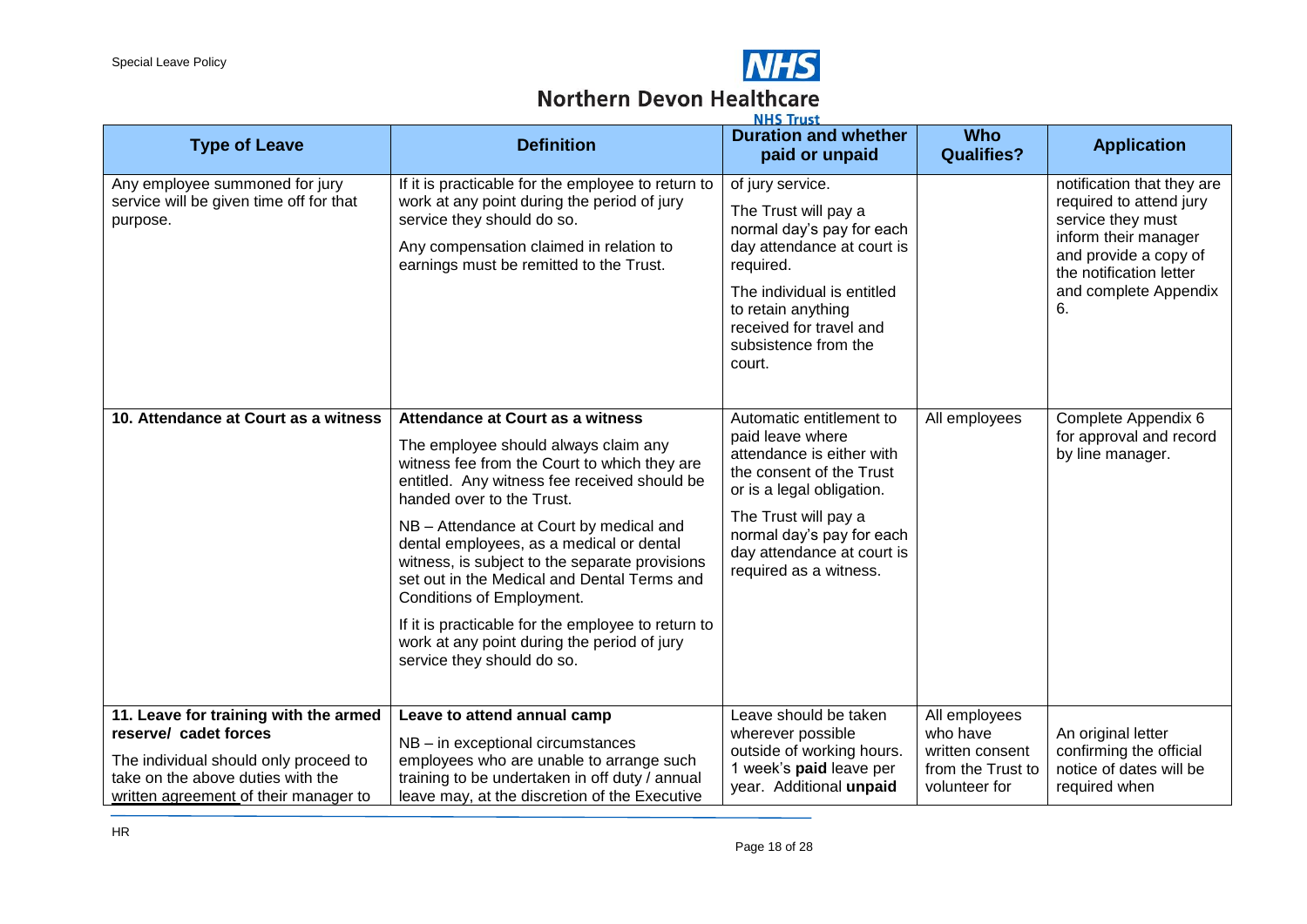| Type of Leave | Definition | Duration and whether paid or unpaid | Who Qualifies? | Application |
|---|---|---|---|---|
| Any employee summoned for jury service will be given time off for that purpose. | If it is practicable for the employee to return to work at any point during the period of jury service they should do so.<br><br>Any compensation claimed in relation to earnings must be remitted to the Trust. | of jury service.<br><br>The Trust will pay a normal day's pay for each day attendance at court is required.<br><br>The individual is entitled to retain anything received for travel and subsistence from the court. | | notification that they are required to attend jury service they must inform their manager and provide a copy of the notification letter and complete Appendix 6. |
| **10. Attendance at Court as a witness** | **Attendance at Court as a witness**<br><br>The employee should always claim any witness fee from the Court to which they are entitled. Any witness fee received should be handed over to the Trust.<br><br>NB – Attendance at Court by medical and dental employees, as a medical or dental witness, is subject to the separate provisions set out in the Medical and Dental Terms and Conditions of Employment.<br><br>If it is practicable for the employee to return to work at any point during the period of jury service they should do so. | Automatic entitlement to paid leave where attendance is either with the consent of the Trust or is a legal obligation.<br><br>The Trust will pay a normal day's pay for each day attendance at court is required as a witness. | All employees | Complete Appendix 6 for approval and record by line manager. |
| **11. Leave for training with the armed reserve/ cadet forces**<br><br>The individual should only proceed to take on the above duties with the written agreement of their manager to | **Leave to attend annual camp**<br><br>NB – in exceptional circumstances employees who are unable to arrange such training to be undertaken in off duty / annual leave may, at the discretion of the Executive | Leave should be taken wherever possible outside of working hours. 1 week's **paid** leave per year. Additional **unpaid** | All employees who have written consent from the Trust to volunteer for | An original letter confirming the official notice of dates will be required when |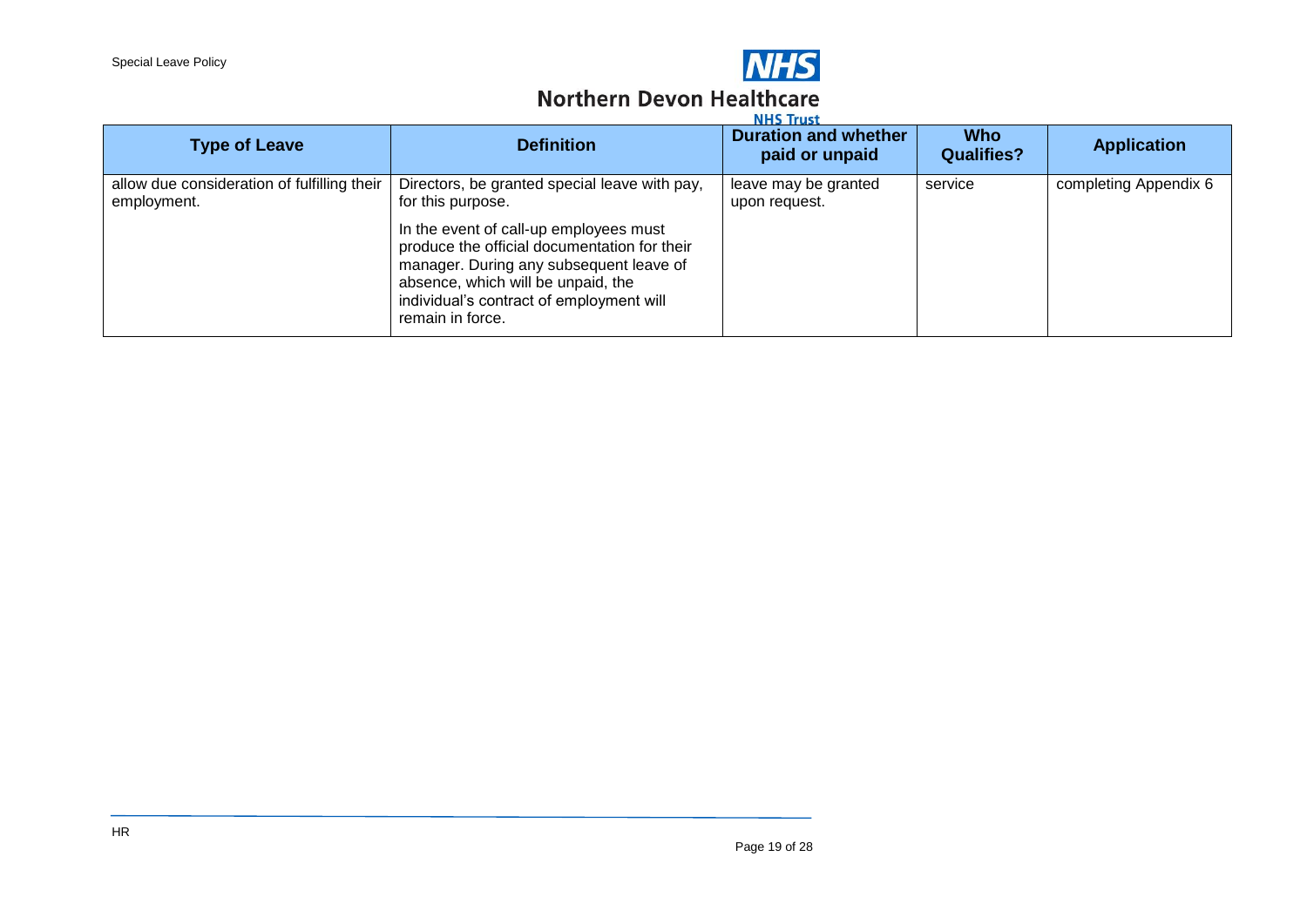| Type of Leave | Definition | Duration and whether paid or unpaid | Who Qualifies? | Application |
|---|---|---|---|---|
| allow due consideration of fulfilling their employment. | Directors, be granted special leave with pay, for this purpose.<br><br>In the event of call-up employees must produce the official documentation for their manager. During any subsequent leave of absence, which will be unpaid, the individual's contract of employment will remain in force. | leave may be granted upon request. | service | completing Appendix 6 |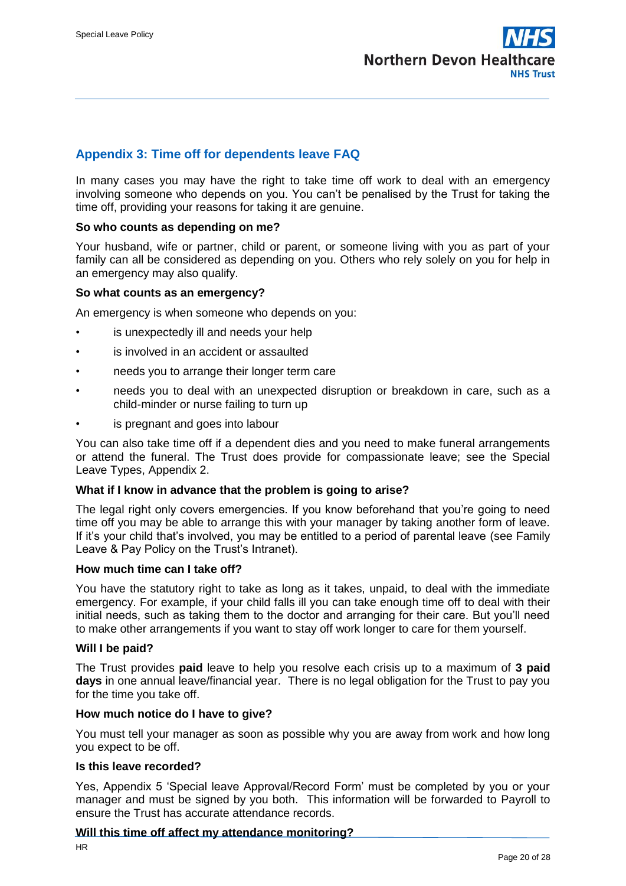## Appendix 3: Time off for dependents leave FAQ

In many cases you may have the right to take time off work to deal with an emergency involving someone who depends on you. You can't be penalised by the Trust for taking the time off, providing your reasons for taking it are genuine.

**So who counts as depending on me?**

Your husband, wife or partner, child or parent, or someone living with you as part of your family can all be considered as depending on you. Others who rely solely on you for help in an emergency may also qualify.

**So what counts as an emergency?**

An emergency is when someone who depends on you:

- is unexpectedly ill and needs your help
- is involved in an accident or assaulted
- needs you to arrange their longer term care
- needs you to deal with an unexpected disruption or breakdown in care, such as a child-minder or nurse failing to turn up
- is pregnant and goes into labour

You can also take time off if a dependent dies and you need to make funeral arrangements or attend the funeral. The Trust does provide for compassionate leave; see the Special Leave Types, Appendix 2.

**What if I know in advance that the problem is going to arise?**

The legal right only covers emergencies. If you know beforehand that you're going to need time off you may be able to arrange this with your manager by taking another form of leave. If it's your child that's involved, you may be entitled to a period of parental leave (see Family Leave & Pay Policy on the Trust's Intranet).

**How much time can I take off?**

You have the statutory right to take as long as it takes, unpaid, to deal with the immediate emergency. For example, if your child falls ill you can take enough time off to deal with their initial needs, such as taking them to the doctor and arranging for their care. But you'll need to make other arrangements if you want to stay off work longer to care for them yourself.

**Will I be paid?**

The Trust provides **paid** leave to help you resolve each crisis up to a maximum of **3 paid days** in one annual leave/financial year. There is no legal obligation for the Trust to pay you for the time you take off.

**How much notice do I have to give?**

You must tell your manager as soon as possible why you are away from work and how long you expect to be off.

**Is this leave recorded?**

Yes, Appendix 5 'Special leave Approval/Record Form' must be completed by you or your manager and must be signed by you both. This information will be forwarded to Payroll to ensure the Trust has accurate attendance records.

**Will this time off affect my attendance monitoring?**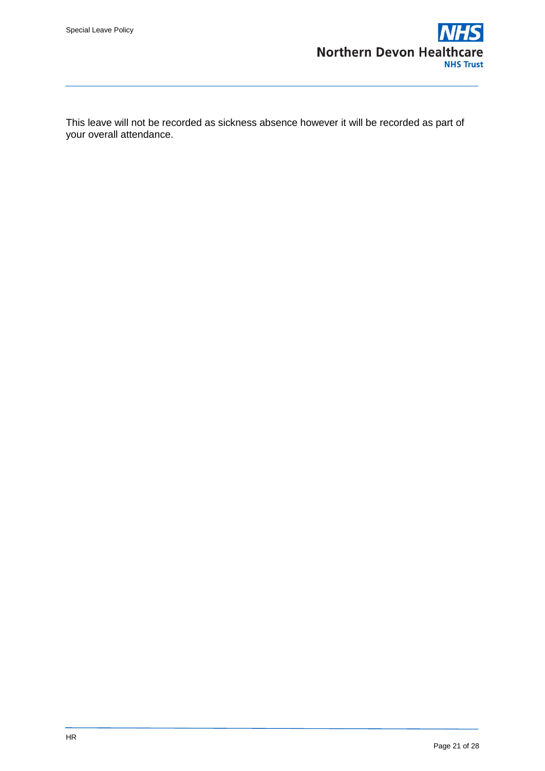This leave will not be recorded as sickness absence however it will be recorded as part of your overall attendance.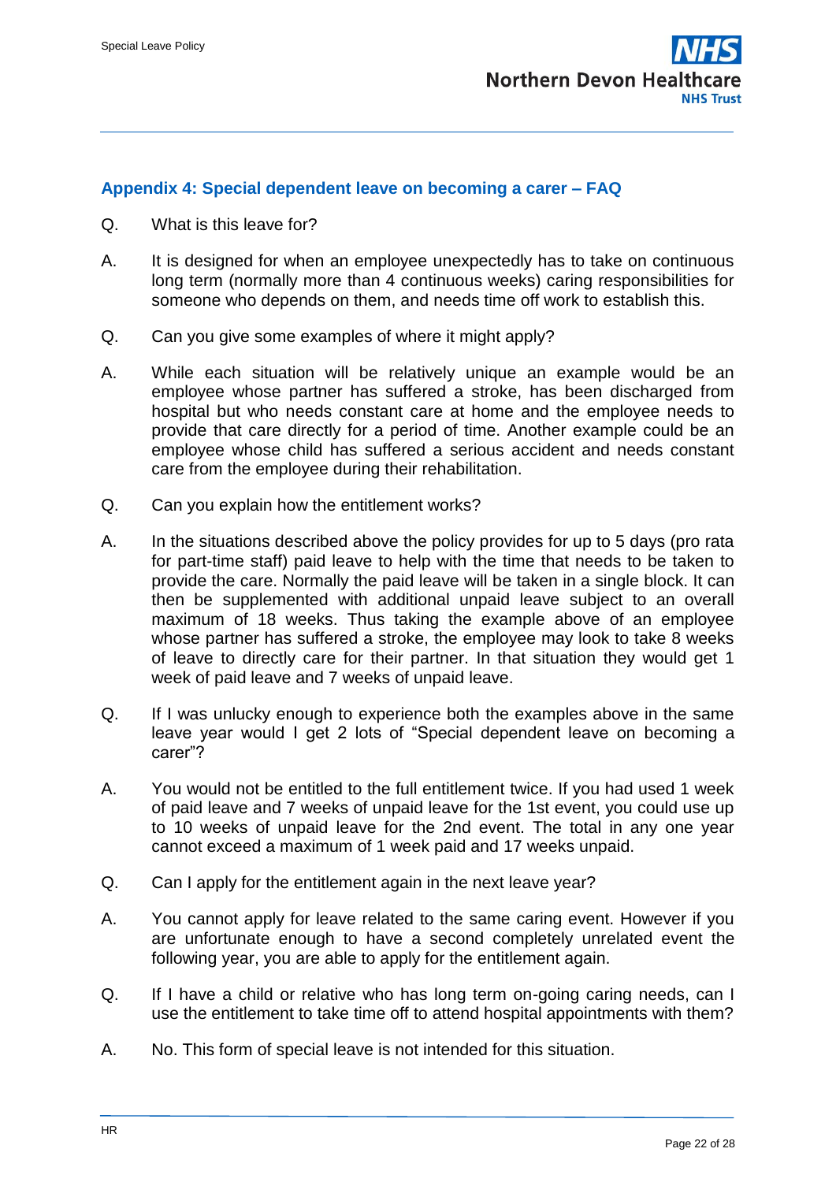## Appendix 4: Special dependent leave on becoming a carer – FAQ

Q. What is this leave for?

A. It is designed for when an employee unexpectedly has to take on continuous long term (normally more than 4 continuous weeks) caring responsibilities for someone who depends on them, and needs time off work to establish this.

Q. Can you give some examples of where it might apply?

A. While each situation will be relatively unique an example would be an employee whose partner has suffered a stroke, has been discharged from hospital but who needs constant care at home and the employee needs to provide that care directly for a period of time. Another example could be an employee whose child has suffered a serious accident and needs constant care from the employee during their rehabilitation.

Q. Can you explain how the entitlement works?

A. In the situations described above the policy provides for up to 5 days (pro rata for part-time staff) paid leave to help with the time that needs to be taken to provide the care. Normally the paid leave will be taken in a single block. It can then be supplemented with additional unpaid leave subject to an overall maximum of 18 weeks. Thus taking the example above of an employee whose partner has suffered a stroke, the employee may look to take 8 weeks of leave to directly care for their partner. In that situation they would get 1 week of paid leave and 7 weeks of unpaid leave.

Q. If I was unlucky enough to experience both the examples above in the same leave year would I get 2 lots of "Special dependent leave on becoming a carer"?

A. You would not be entitled to the full entitlement twice. If you had used 1 week of paid leave and 7 weeks of unpaid leave for the 1st event, you could use up to 10 weeks of unpaid leave for the 2nd event. The total in any one year cannot exceed a maximum of 1 week paid and 17 weeks unpaid.

Q. Can I apply for the entitlement again in the next leave year?

A. You cannot apply for leave related to the same caring event. However if you are unfortunate enough to have a second completely unrelated event the following year, you are able to apply for the entitlement again.

Q. If I have a child or relative who has long term on-going caring needs, can I use the entitlement to take time off to attend hospital appointments with them?

A. No. This form of special leave is not intended for this situation.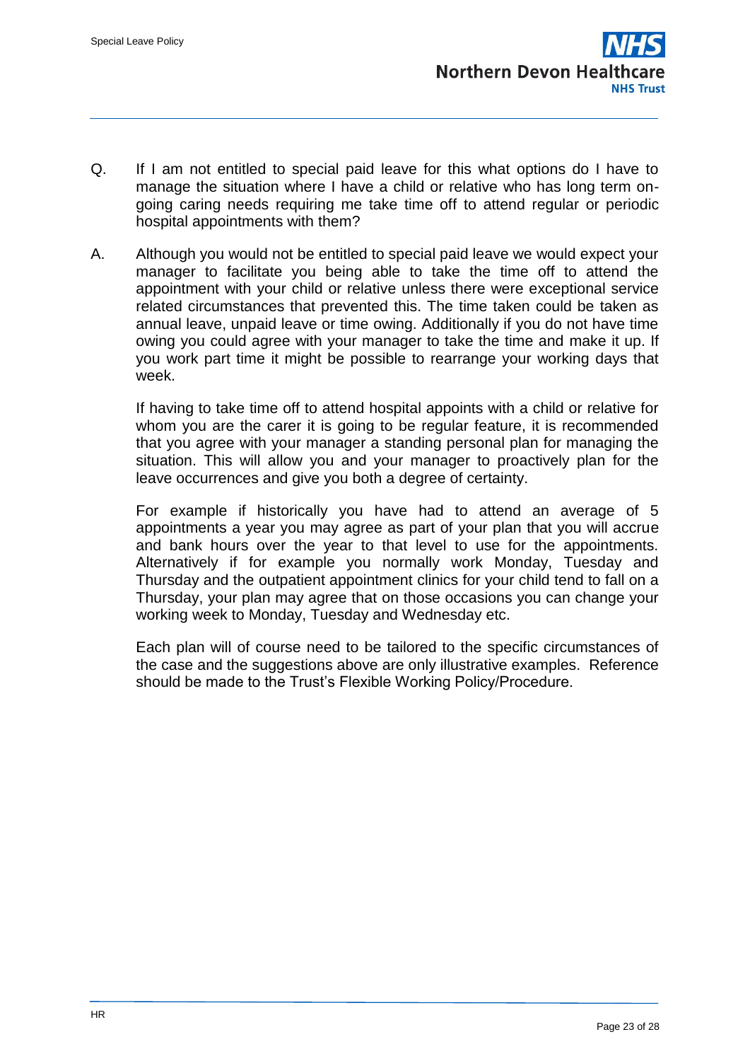Q. If I am not entitled to special paid leave for this what options do I have to manage the situation where I have a child or relative who has long term on-going caring needs requiring me take time off to attend regular or periodic hospital appointments with them?

A. Although you would not be entitled to special paid leave we would expect your manager to facilitate you being able to take the time off to attend the appointment with your child or relative unless there were exceptional service related circumstances that prevented this. The time taken could be taken as annual leave, unpaid leave or time owing. Additionally if you do not have time owing you could agree with your manager to take the time and make it up. If you work part time it might be possible to rearrange your working days that week.

If having to take time off to attend hospital appoints with a child or relative for whom you are the carer it is going to be regular feature, it is recommended that you agree with your manager a standing personal plan for managing the situation. This will allow you and your manager to proactively plan for the leave occurrences and give you both a degree of certainty.

For example if historically you have had to attend an average of 5 appointments a year you may agree as part of your plan that you will accrue and bank hours over the year to that level to use for the appointments. Alternatively if for example you normally work Monday, Tuesday and Thursday and the outpatient appointment clinics for your child tend to fall on a Thursday, your plan may agree that on those occasions you can change your working week to Monday, Tuesday and Wednesday etc.

Each plan will of course need to be tailored to the specific circumstances of the case and the suggestions above are only illustrative examples. Reference should be made to the Trust's Flexible Working Policy/Procedure.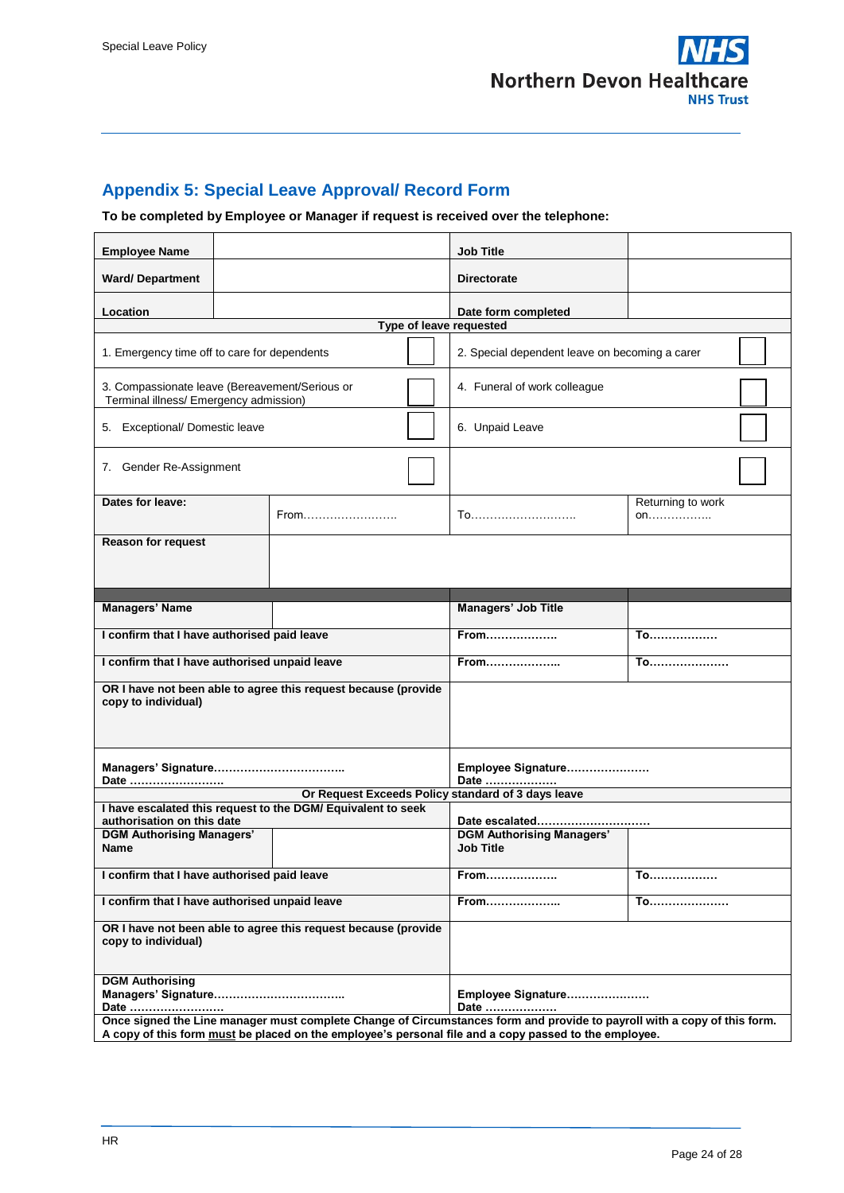## Appendix 5: Special Leave Approval/ Record Form

**To be completed by Employee or Manager if request is received over the telephone:**

| **Employee Name** | | **Job Title** | |
|---|---|---|---|
| **Ward/ Department** | | **Directorate** | |
| **Location** | | **Date form completed** | |
| **Type of leave requested** | | | |
| 1. Emergency time off to care for dependents | ☐ | 2. Special dependent leave on becoming a carer | ☐ |
| 3. Compassionate leave (Bereavement/Serious or Terminal illness/ Emergency admission) | ☐ | 4. Funeral of work colleague | ☐ |
| 5. Exceptional/ Domestic leave | ☐ | 6. Unpaid Leave | ☐ |
| 7. Gender Re-Assignment | ☐ | | ☐ |
| **Dates for leave:** | From…………………….. | To……………………….. | Returning to work on…………….. |
| **Reason for request** | | | |
| | | | |
| **Managers' Name** | | **Managers' Job Title** | |
| **I confirm that I have authorised paid leave** | | **From……………….** | **To………………** |
| **I confirm that I have authorised unpaid leave** | | **From………………..** | **To…………………** |
| **OR I have not been able to agree this request because (provide copy to individual)** | | | |
| **Managers' Signature…………………………….. Date ……………………** | | **Employee Signature…………………. Date ……………….** | |
| **Or Request Exceeds Policy standard of 3 days leave** | | | |
| **I have escalated this request to the DGM/ Equivalent to seek authorisation on this date** | | **Date escalated…………………………** | |
| **DGM Authorising Managers' Name** | | **DGM Authorising Managers' Job Title** | |
| **I confirm that I have authorised paid leave** | | **From……………….** | **To………………** |
| **I confirm that I have authorised unpaid leave** | | **From………………..** | **To…………………** |
| **OR I have not been able to agree this request because (provide copy to individual)** | | | |
| **DGM Authorising Managers' Signature…………………………….. Date ……………………** | | **Employee Signature…………………. Date ……………….** | |

**Once signed the Line manager must complete Change of Circumstances form and provide to payroll with a copy of this form. A copy of this form <u>must</u> be placed on the employee's personal file and a copy passed to the employee.**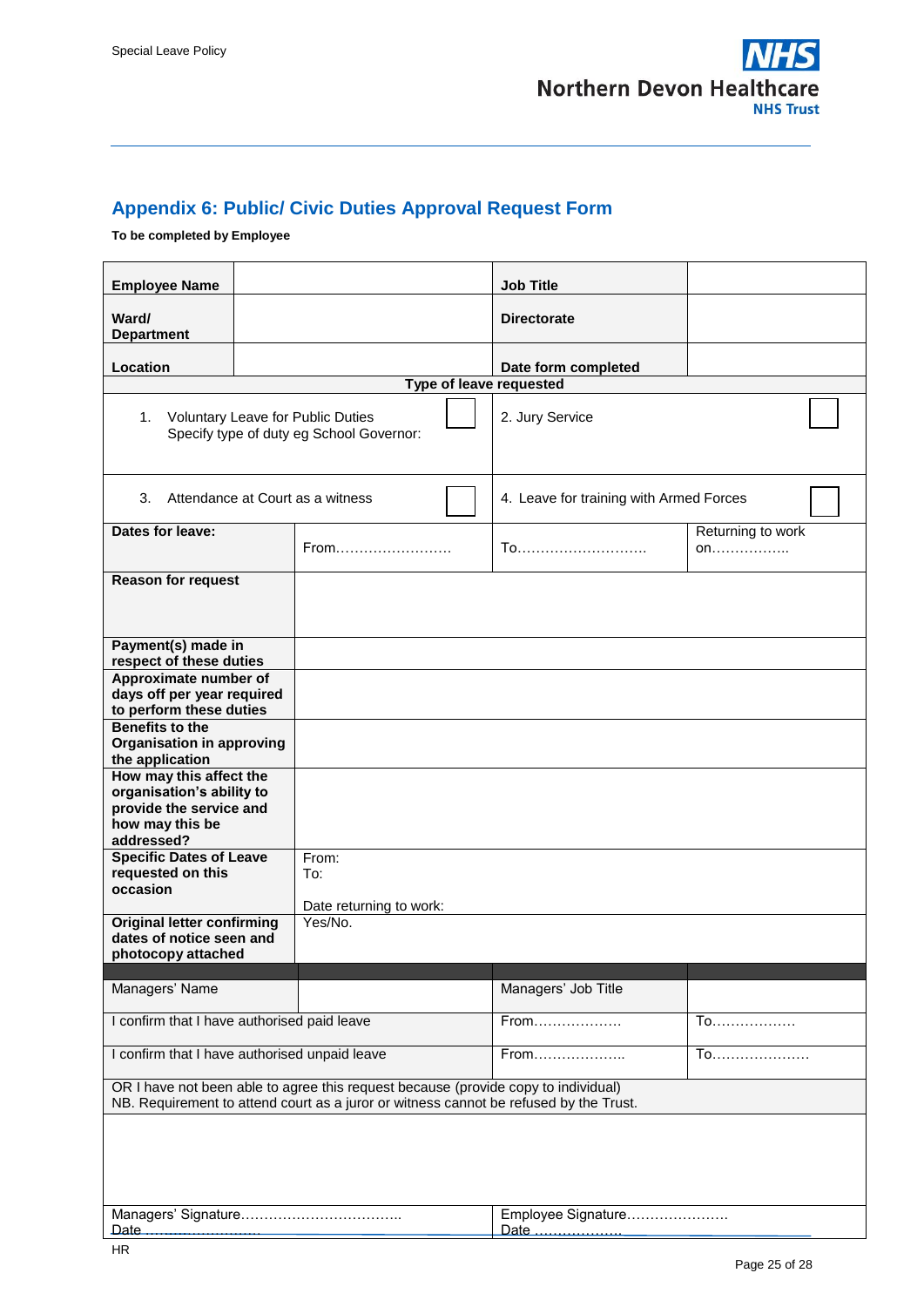## Appendix 6: Public/ Civic Duties Approval Request Form

**To be completed by Employee**

| **Employee Name** | | **Job Title** | |
|---|---|---|---|
| **Ward/ Department** | | **Directorate** | |
| **Location** | | **Date form completed** | |
| **Type of leave requested** | | | |
| 1. Voluntary Leave for Public Duties<br>Specify type of duty eg School Governor: ☐ | | 2. Jury Service ☐ | |
| 3. Attendance at Court as a witness ☐ | | 4. Leave for training with Armed Forces ☐ | |
| **Dates for leave:** | From…………………… | To……………………… | Returning to work on…………….. |
| **Reason for request** | | | |
| **Payment(s) made in respect of these duties** | | | |
| **Approximate number of days off per year required to perform these duties** | | | |
| **Benefits to the Organisation in approving the application** | | | |
| **How may this affect the organisation's ability to provide the service and how may this be addressed?** | | | |
| **Specific Dates of Leave requested on this occasion** | From:<br>To:<br><br>Date returning to work: | | |
| **Original letter confirming dates of notice seen and photocopy attached** | Yes/No. | | |
| | | | |
| Managers' Name | | Managers' Job Title | |
| I confirm that I have authorised paid leave | | From………………. | To……………… |
| I confirm that I have authorised unpaid leave | | From……………….. | To………………… |
| OR I have not been able to agree this request because (provide copy to individual)<br>NB. Requirement to attend court as a juror or witness cannot be refused by the Trust. | | | |
| | | | |
| Managers' Signature……………………………..<br>Date …………………… | | Employee Signature………………….<br>Date ……………… | |

HR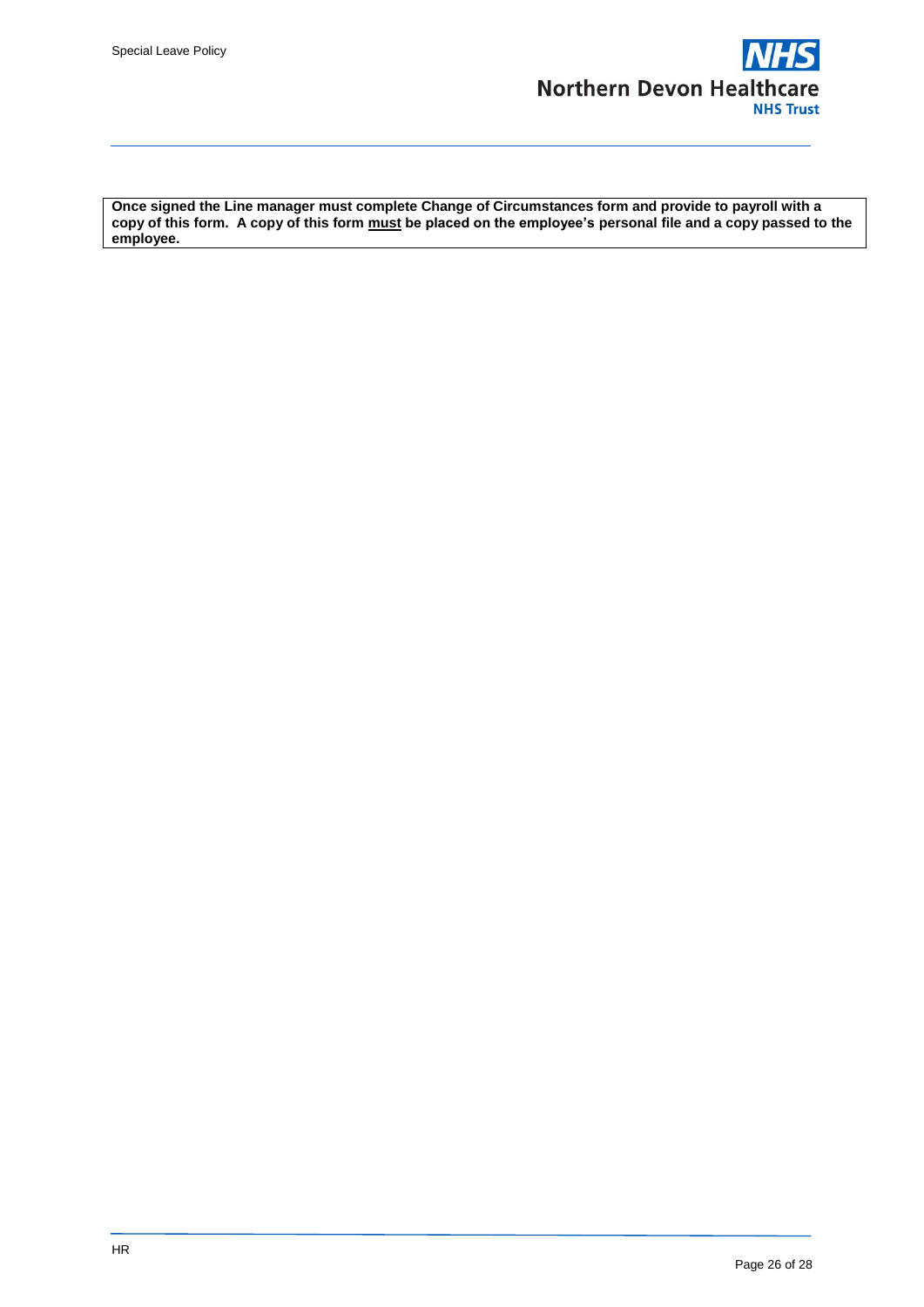**Once signed the Line manager must complete Change of Circumstances form and provide to payroll with a copy of this form. A copy of this form <u>must</u> be placed on the employee's personal file and a copy passed to the employee.**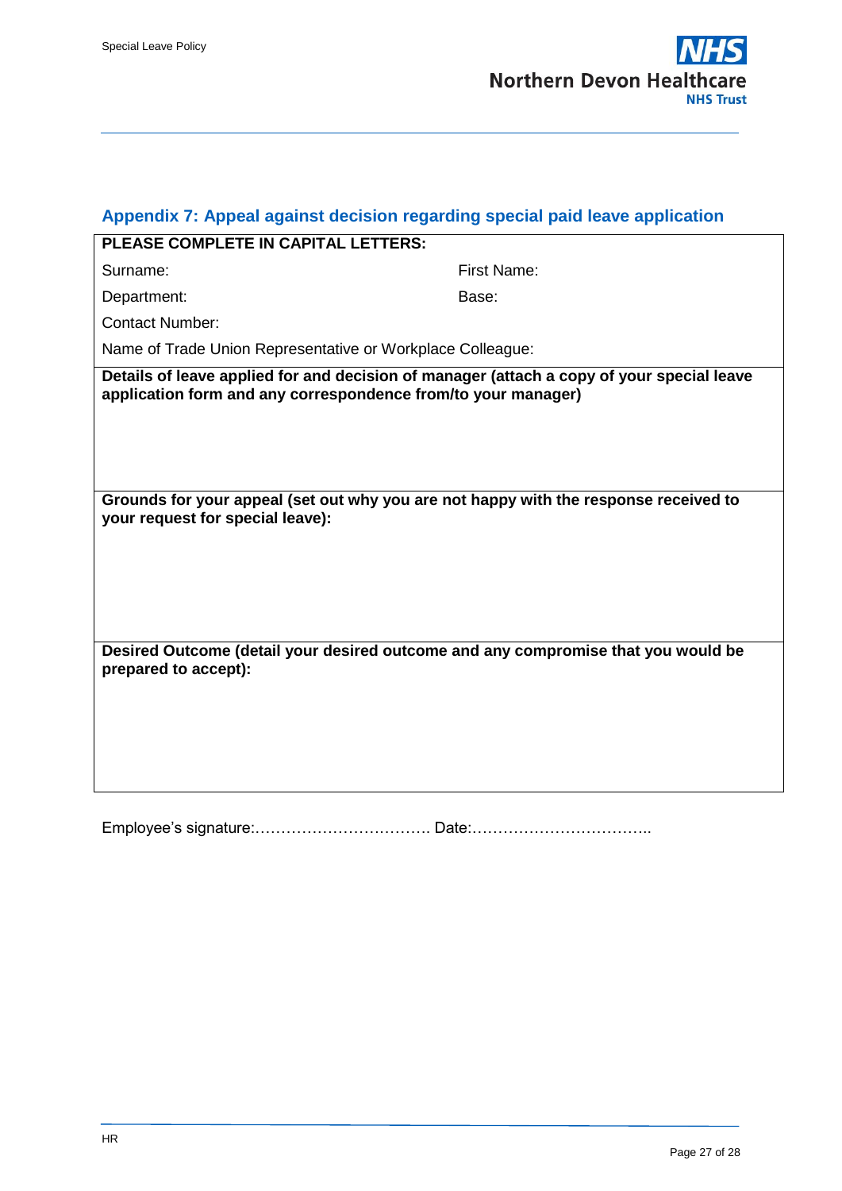## Appendix 7: Appeal against decision regarding special paid leave application

**PLEASE COMPLETE IN CAPITAL LETTERS:**

| | |
|---|---|
| Surname: | First Name: |
| Department: | Base: |
| Contact Number: | |
| Name of Trade Union Representative or Workplace Colleague: | |

**Details of leave applied for and decision of manager (attach a copy of your special leave application form and any correspondence from/to your manager)**

**Grounds for your appeal (set out why you are not happy with the response received to your request for special leave):**

**Desired Outcome (detail your desired outcome and any compromise that you would be prepared to accept):**

Employee's signature:……………………………. Date:……………………………..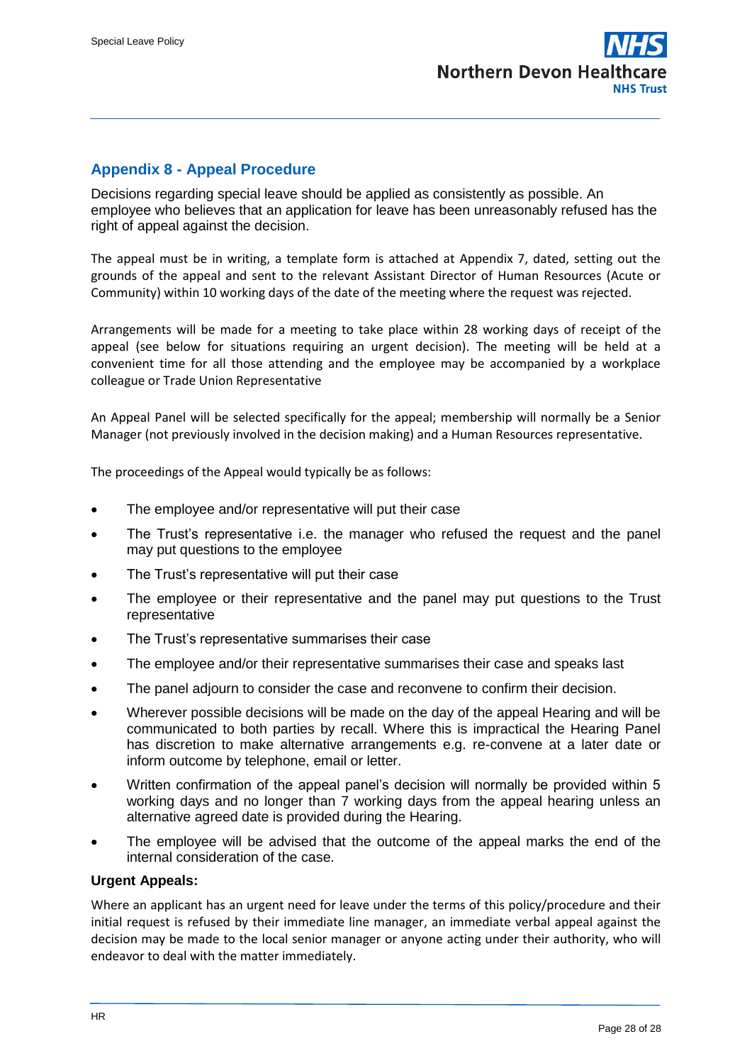## Appendix 8 - Appeal Procedure

Decisions regarding special leave should be applied as consistently as possible. An employee who believes that an application for leave has been unreasonably refused has the right of appeal against the decision.

The appeal must be in writing, a template form is attached at Appendix 7, dated, setting out the grounds of the appeal and sent to the relevant Assistant Director of Human Resources (Acute or Community) within 10 working days of the date of the meeting where the request was rejected.

Arrangements will be made for a meeting to take place within 28 working days of receipt of the appeal (see below for situations requiring an urgent decision). The meeting will be held at a convenient time for all those attending and the employee may be accompanied by a workplace colleague or Trade Union Representative

An Appeal Panel will be selected specifically for the appeal; membership will normally be a Senior Manager (not previously involved in the decision making) and a Human Resources representative.

The proceedings of the Appeal would typically be as follows:

- The employee and/or representative will put their case
- The Trust's representative i.e. the manager who refused the request and the panel may put questions to the employee
- The Trust's representative will put their case
- The employee or their representative and the panel may put questions to the Trust representative
- The Trust's representative summarises their case
- The employee and/or their representative summarises their case and speaks last
- The panel adjourn to consider the case and reconvene to confirm their decision.
- Wherever possible decisions will be made on the day of the appeal Hearing and will be communicated to both parties by recall. Where this is impractical the Hearing Panel has discretion to make alternative arrangements e.g. re-convene at a later date or inform outcome by telephone, email or letter.
- Written confirmation of the appeal panel's decision will normally be provided within 5 working days and no longer than 7 working days from the appeal hearing unless an alternative agreed date is provided during the Hearing.
- The employee will be advised that the outcome of the appeal marks the end of the internal consideration of the case.

**Urgent Appeals:**

Where an applicant has an urgent need for leave under the terms of this policy/procedure and their initial request is refused by their immediate line manager, an immediate verbal appeal against the decision may be made to the local senior manager or anyone acting under their authority, who will endeavor to deal with the matter immediately.